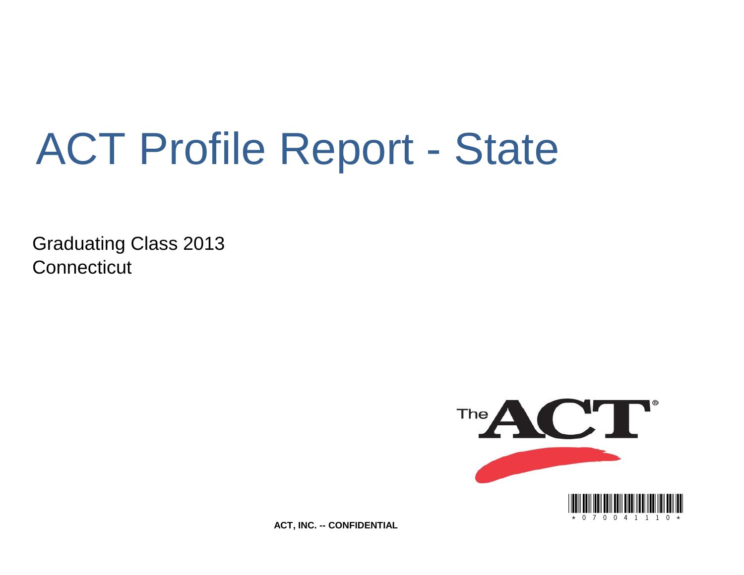# ACT Profile Report - State

Graduating Class 2013
Connecticut

ACT, INC. -- CONFIDENTIAL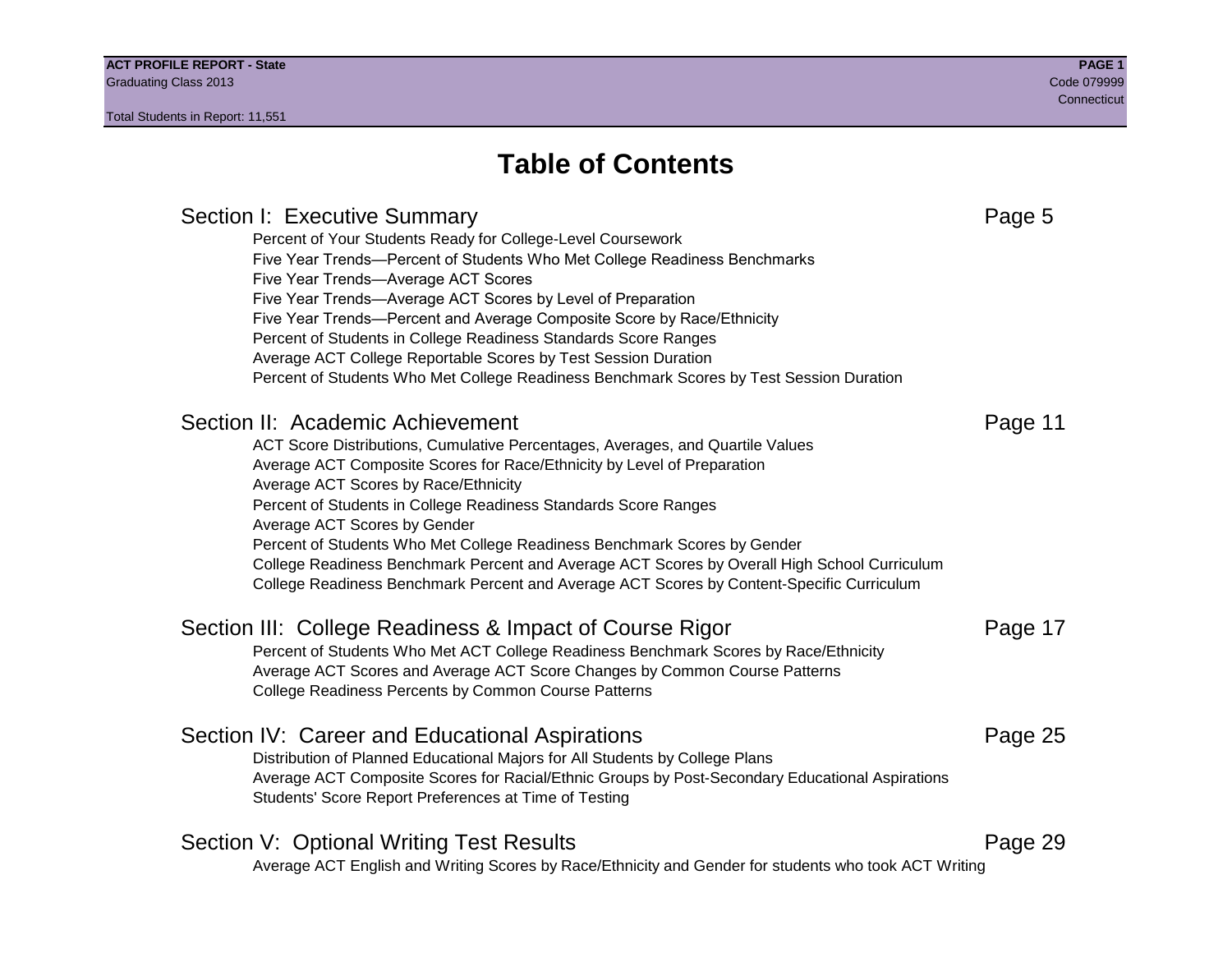# Table of Contents

## Section I: Executive Summary — Page 5

- Percent of Your Students Ready for College-Level Coursework
- Five Year Trends—Percent of Students Who Met College Readiness Benchmarks
- Five Year Trends—Average ACT Scores
- Five Year Trends—Average ACT Scores by Level of Preparation
- Five Year Trends—Percent and Average Composite Score by Race/Ethnicity
- Percent of Students in College Readiness Standards Score Ranges
- Average ACT College Reportable Scores by Test Session Duration
- Percent of Students Who Met College Readiness Benchmark Scores by Test Session Duration

## Section II: Academic Achievement — Page 11

- ACT Score Distributions, Cumulative Percentages, Averages, and Quartile Values
- Average ACT Composite Scores for Race/Ethnicity by Level of Preparation
- Average ACT Scores by Race/Ethnicity
- Percent of Students in College Readiness Standards Score Ranges
- Average ACT Scores by Gender
- Percent of Students Who Met College Readiness Benchmark Scores by Gender
- College Readiness Benchmark Percent and Average ACT Scores by Overall High School Curriculum
- College Readiness Benchmark Percent and Average ACT Scores by Content-Specific Curriculum

## Section III: College Readiness & Impact of Course Rigor — Page 17

- Percent of Students Who Met ACT College Readiness Benchmark Scores by Race/Ethnicity
- Average ACT Scores and Average ACT Score Changes by Common Course Patterns
- College Readiness Percents by Common Course Patterns

## Section IV: Career and Educational Aspirations — Page 25

- Distribution of Planned Educational Majors for All Students by College Plans
- Average ACT Composite Scores for Racial/Ethnic Groups by Post-Secondary Educational Aspirations
- Students' Score Report Preferences at Time of Testing

## Section V: Optional Writing Test Results — Page 29

- Average ACT English and Writing Scores by Race/Ethnicity and Gender for students who took ACT Writing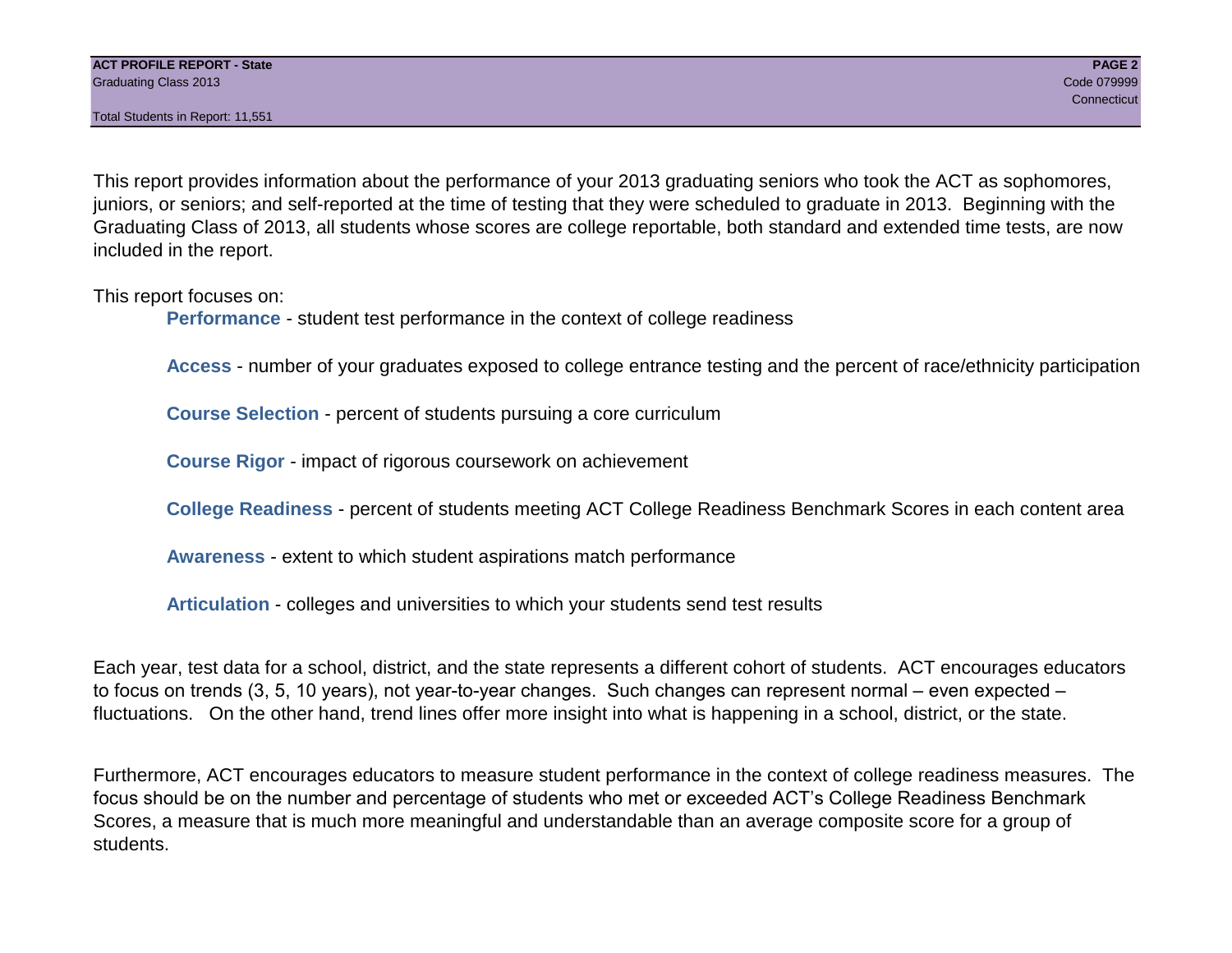This report provides information about the performance of your 2013 graduating seniors who took the ACT as sophomores, juniors, or seniors; and self-reported at the time of testing that they were scheduled to graduate in 2013. Beginning with the Graduating Class of 2013, all students whose scores are college reportable, both standard and extended time tests, are now included in the report.

This report focuses on:

- **Performance** - student test performance in the context of college readiness
- **Access** - number of your graduates exposed to college entrance testing and the percent of race/ethnicity participation
- **Course Selection** - percent of students pursuing a core curriculum
- **Course Rigor** - impact of rigorous coursework on achievement
- **College Readiness** - percent of students meeting ACT College Readiness Benchmark Scores in each content area
- **Awareness** - extent to which student aspirations match performance
- **Articulation** - colleges and universities to which your students send test results

Each year, test data for a school, district, and the state represents a different cohort of students. ACT encourages educators to focus on trends (3, 5, 10 years), not year-to-year changes. Such changes can represent normal – even expected – fluctuations. On the other hand, trend lines offer more insight into what is happening in a school, district, or the state.

Furthermore, ACT encourages educators to measure student performance in the context of college readiness measures. The focus should be on the number and percentage of students who met or exceeded ACT's College Readiness Benchmark Scores, a measure that is much more meaningful and understandable than an average composite score for a group of students.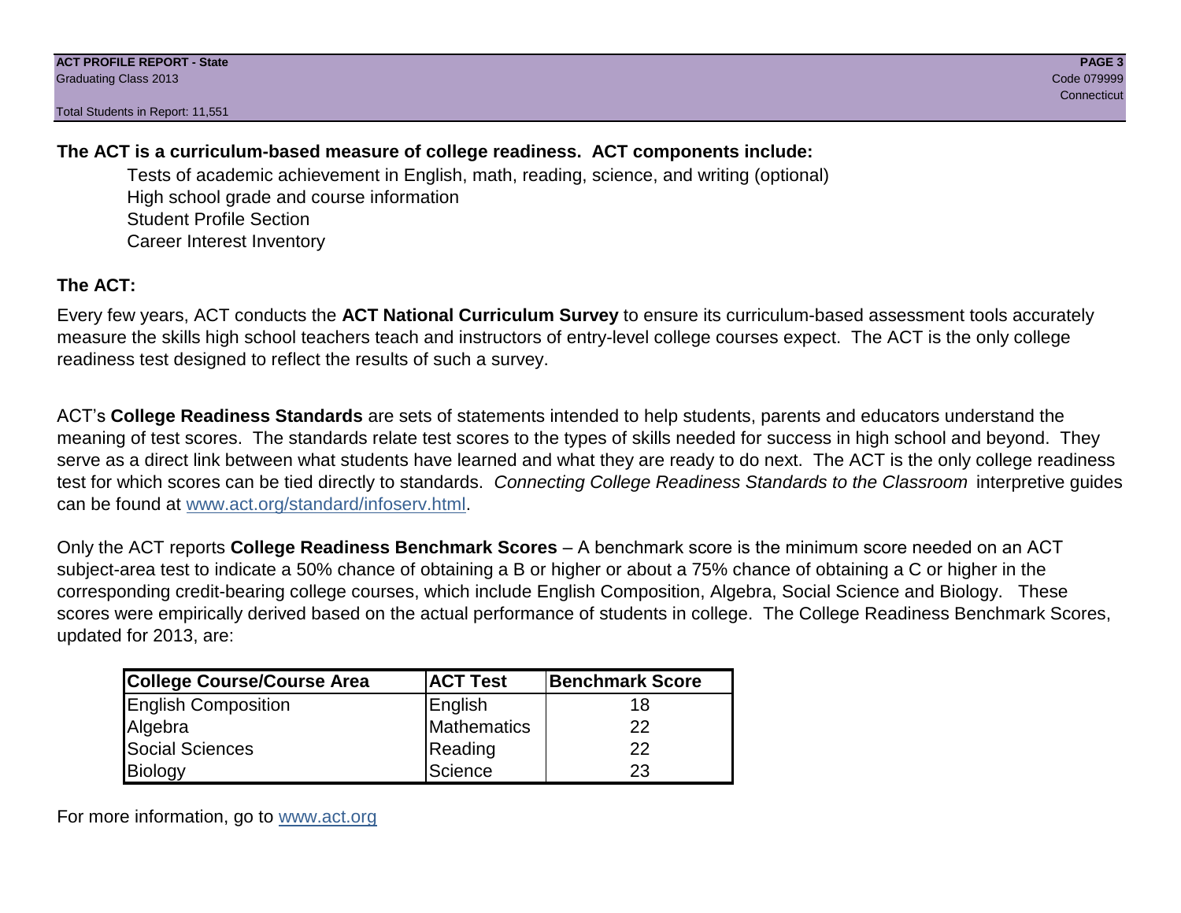**The ACT is a curriculum-based measure of college readiness. ACT components include:**

Tests of academic achievement in English, math, reading, science, and writing (optional)
High school grade and course information
Student Profile Section
Career Interest Inventory

**The ACT:**

Every few years, ACT conducts the **ACT National Curriculum Survey** to ensure its curriculum-based assessment tools accurately measure the skills high school teachers teach and instructors of entry-level college courses expect. The ACT is the only college readiness test designed to reflect the results of such a survey.

ACT's **College Readiness Standards** are sets of statements intended to help students, parents and educators understand the meaning of test scores. The standards relate test scores to the types of skills needed for success in high school and beyond. They serve as a direct link between what students have learned and what they are ready to do next. The ACT is the only college readiness test for which scores can be tied directly to standards. *Connecting College Readiness Standards to the Classroom* interpretive guides can be found at www.act.org/standard/infoserv.html.

Only the ACT reports **College Readiness Benchmark Scores** – A benchmark score is the minimum score needed on an ACT subject-area test to indicate a 50% chance of obtaining a B or higher or about a 75% chance of obtaining a C or higher in the corresponding credit-bearing college courses, which include English Composition, Algebra, Social Science and Biology. These scores were empirically derived based on the actual performance of students in college. The College Readiness Benchmark Scores, updated for 2013, are:

| College Course/Course Area | ACT Test | Benchmark Score |
|---|---|---|
| English Composition | English | 18 |
| Algebra | Mathematics | 22 |
| Social Sciences | Reading | 22 |
| Biology | Science | 23 |

For more information, go to www.act.org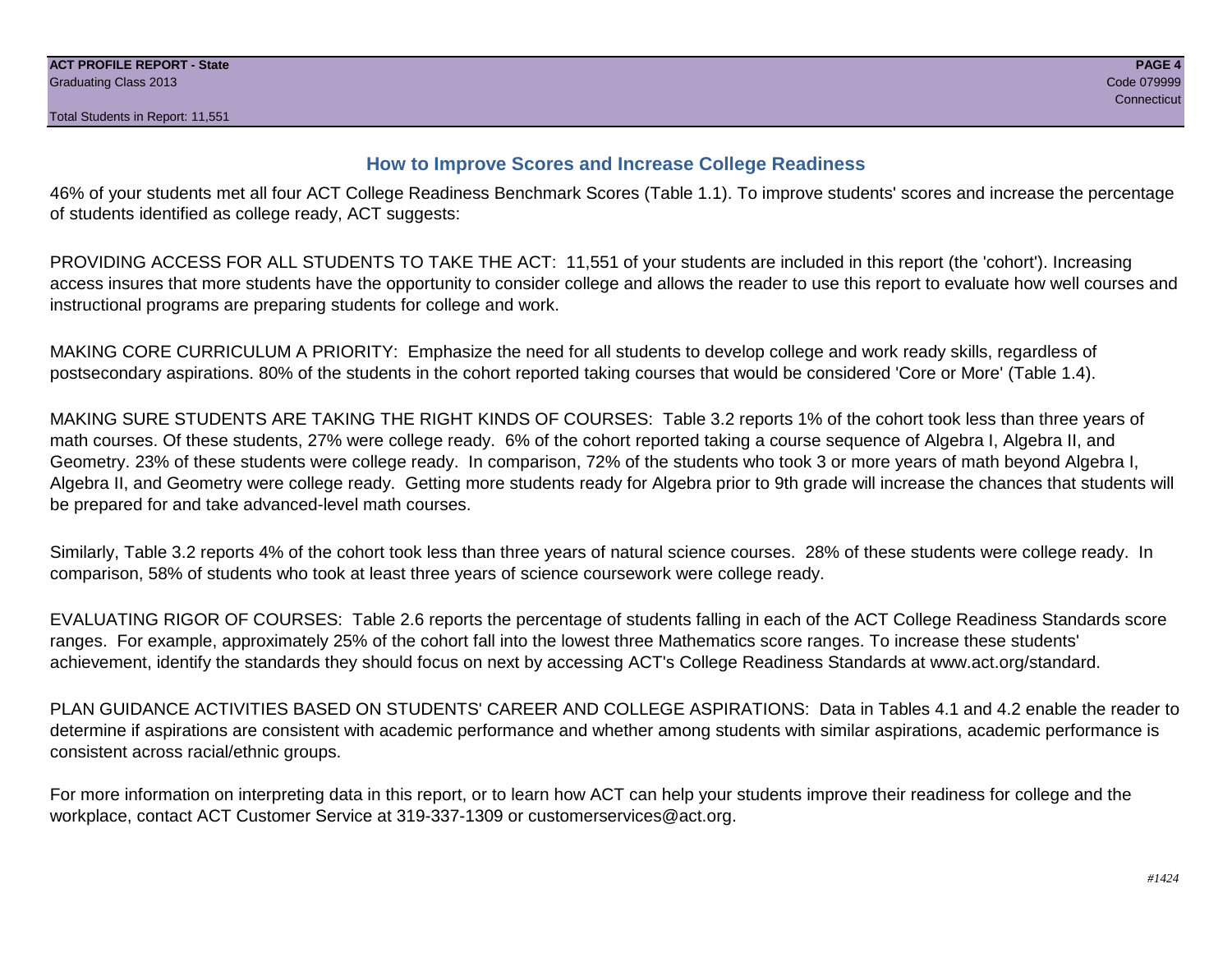## How to Improve Scores and Increase College Readiness

46% of your students met all four ACT College Readiness Benchmark Scores (Table 1.1). To improve students' scores and increase the percentage of students identified as college ready, ACT suggests:

PROVIDING ACCESS FOR ALL STUDENTS TO TAKE THE ACT: 11,551 of your students are included in this report (the 'cohort'). Increasing access insures that more students have the opportunity to consider college and allows the reader to use this report to evaluate how well courses and instructional programs are preparing students for college and work.

MAKING CORE CURRICULUM A PRIORITY: Emphasize the need for all students to develop college and work ready skills, regardless of postsecondary aspirations. 80% of the students in the cohort reported taking courses that would be considered 'Core or More' (Table 1.4).

MAKING SURE STUDENTS ARE TAKING THE RIGHT KINDS OF COURSES: Table 3.2 reports 1% of the cohort took less than three years of math courses. Of these students, 27% were college ready. 6% of the cohort reported taking a course sequence of Algebra I, Algebra II, and Geometry. 23% of these students were college ready. In comparison, 72% of the students who took 3 or more years of math beyond Algebra I, Algebra II, and Geometry were college ready. Getting more students ready for Algebra prior to 9th grade will increase the chances that students will be prepared for and take advanced-level math courses.

Similarly, Table 3.2 reports 4% of the cohort took less than three years of natural science courses. 28% of these students were college ready. In comparison, 58% of students who took at least three years of science coursework were college ready.

EVALUATING RIGOR OF COURSES: Table 2.6 reports the percentage of students falling in each of the ACT College Readiness Standards score ranges. For example, approximately 25% of the cohort fall into the lowest three Mathematics score ranges. To increase these students' achievement, identify the standards they should focus on next by accessing ACT's College Readiness Standards at www.act.org/standard.

PLAN GUIDANCE ACTIVITIES BASED ON STUDENTS' CAREER AND COLLEGE ASPIRATIONS: Data in Tables 4.1 and 4.2 enable the reader to determine if aspirations are consistent with academic performance and whether among students with similar aspirations, academic performance is consistent across racial/ethnic groups.

For more information on interpreting data in this report, or to learn how ACT can help your students improve their readiness for college and the workplace, contact ACT Customer Service at 319-337-1309 or customerservices@act.org.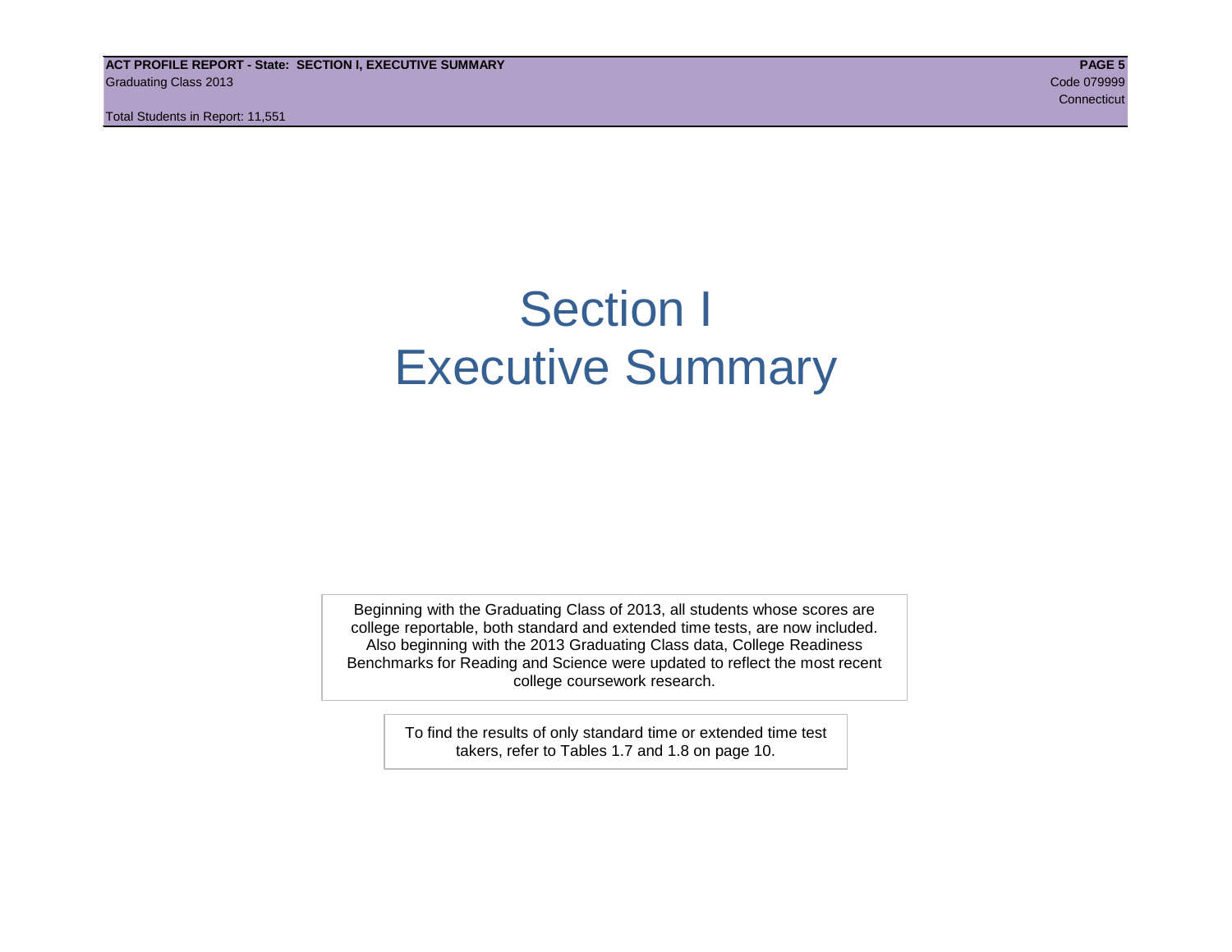# Section I
# Executive Summary

Beginning with the Graduating Class of 2013, all students whose scores are college reportable, both standard and extended time tests, are now included. Also beginning with the 2013 Graduating Class data, College Readiness Benchmarks for Reading and Science were updated to reflect the most recent college coursework research.

To find the results of only standard time or extended time test takers, refer to Tables 1.7 and 1.8 on page 10.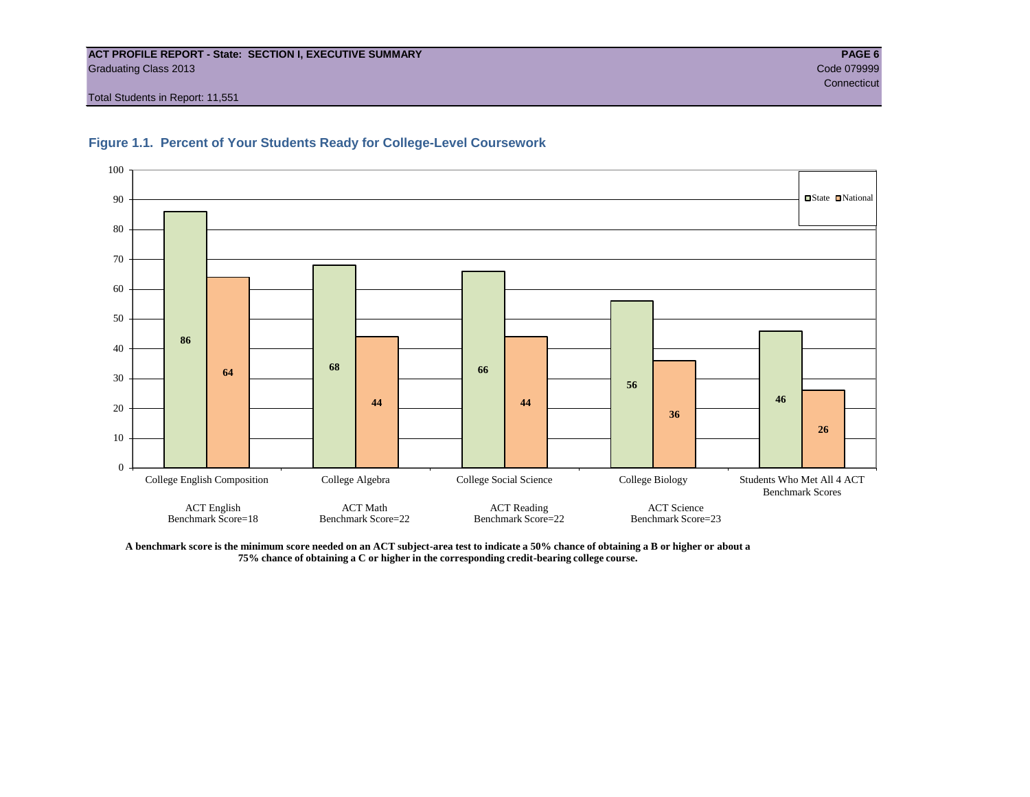ACT PROFILE REPORT - State: SECTION I, EXECUTIVE SUMMARY
Graduating Class 2013
Code 079999
Connecticut

Total Students in Report: 11,551

### Figure 1.1. Percent of Your Students Ready for College-Level Coursework

| Course | ACT Test / Benchmark | State | National |
|---|---|---|---|
| College English Composition | ACT English Benchmark Score=18 | 86 | 64 |
| College Algebra | ACT Math Benchmark Score=22 | 68 | 44 |
| College Social Science | ACT Reading Benchmark Score=22 | 66 | 44 |
| College Biology | ACT Science Benchmark Score=23 | 56 | 36 |
| Students Who Met All 4 ACT Benchmark Scores | | 46 | 26 |

**A benchmark score is the minimum score needed on an ACT subject-area test to indicate a 50% chance of obtaining a B or higher or about a 75% chance of obtaining a C or higher in the corresponding credit-bearing college course.**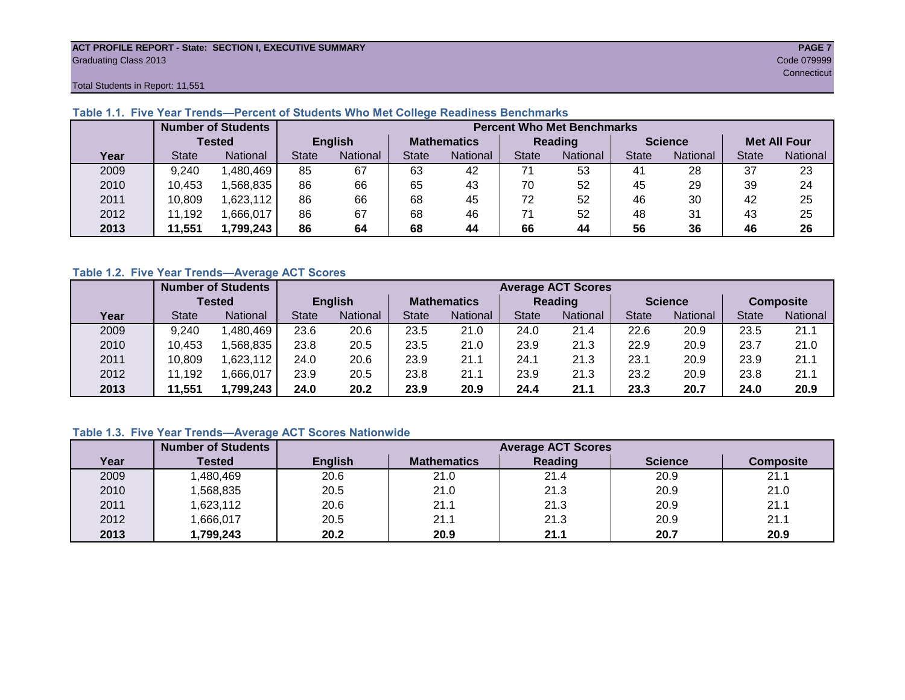ACT PROFILE REPORT - State: SECTION I, EXECUTIVE SUMMARY
Graduating Class 2013
Code 079999
Connecticut

Total Students in Report: 11,551

### Table 1.1. Five Year Trends—Percent of Students Who Met College Readiness Benchmarks

| | Number of Students Tested | | Percent Who Met Benchmarks | | | | | | | | | |
|---|---|---|---|---|---|---|---|---|---|---|---|---|
| | | | English | | Mathematics | | Reading | | Science | | Met All Four | |
| Year | State | National | State | National | State | National | State | National | State | National | State | National |
| 2009 | 9,240 | 1,480,469 | 85 | 67 | 63 | 42 | 71 | 53 | 41 | 28 | 37 | 23 |
| 2010 | 10,453 | 1,568,835 | 86 | 66 | 65 | 43 | 70 | 52 | 45 | 29 | 39 | 24 |
| 2011 | 10,809 | 1,623,112 | 86 | 66 | 68 | 45 | 72 | 52 | 46 | 30 | 42 | 25 |
| 2012 | 11,192 | 1,666,017 | 86 | 67 | 68 | 46 | 71 | 52 | 48 | 31 | 43 | 25 |
| **2013** | **11,551** | **1,799,243** | **86** | **64** | **68** | **44** | **66** | **44** | **56** | **36** | **46** | **26** |

### Table 1.2. Five Year Trends—Average ACT Scores

| | Number of Students Tested | | Average ACT Scores | | | | | | | | | |
|---|---|---|---|---|---|---|---|---|---|---|---|---|
| | | | English | | Mathematics | | Reading | | Science | | Composite | |
| Year | State | National | State | National | State | National | State | National | State | National | State | National |
| 2009 | 9,240 | 1,480,469 | 23.6 | 20.6 | 23.5 | 21.0 | 24.0 | 21.4 | 22.6 | 20.9 | 23.5 | 21.1 |
| 2010 | 10,453 | 1,568,835 | 23.8 | 20.5 | 23.5 | 21.0 | 23.9 | 21.3 | 22.9 | 20.9 | 23.7 | 21.0 |
| 2011 | 10,809 | 1,623,112 | 24.0 | 20.6 | 23.9 | 21.1 | 24.1 | 21.3 | 23.1 | 20.9 | 23.9 | 21.1 |
| 2012 | 11,192 | 1,666,017 | 23.9 | 20.5 | 23.8 | 21.1 | 23.9 | 21.3 | 23.2 | 20.9 | 23.8 | 21.1 |
| **2013** | **11,551** | **1,799,243** | **24.0** | **20.2** | **23.9** | **20.9** | **24.4** | **21.1** | **23.3** | **20.7** | **24.0** | **20.9** |

### Table 1.3. Five Year Trends—Average ACT Scores Nationwide

| | Number of Students | Average ACT Scores | | | | |
|---|---|---|---|---|---|---|
| Year | Tested | English | Mathematics | Reading | Science | Composite |
| 2009 | 1,480,469 | 20.6 | 21.0 | 21.4 | 20.9 | 21.1 |
| 2010 | 1,568,835 | 20.5 | 21.0 | 21.3 | 20.9 | 21.0 |
| 2011 | 1,623,112 | 20.6 | 21.1 | 21.3 | 20.9 | 21.1 |
| 2012 | 1,666,017 | 20.5 | 21.1 | 21.3 | 20.9 | 21.1 |
| **2013** | **1,799,243** | **20.2** | **20.9** | **21.1** | **20.7** | **20.9** |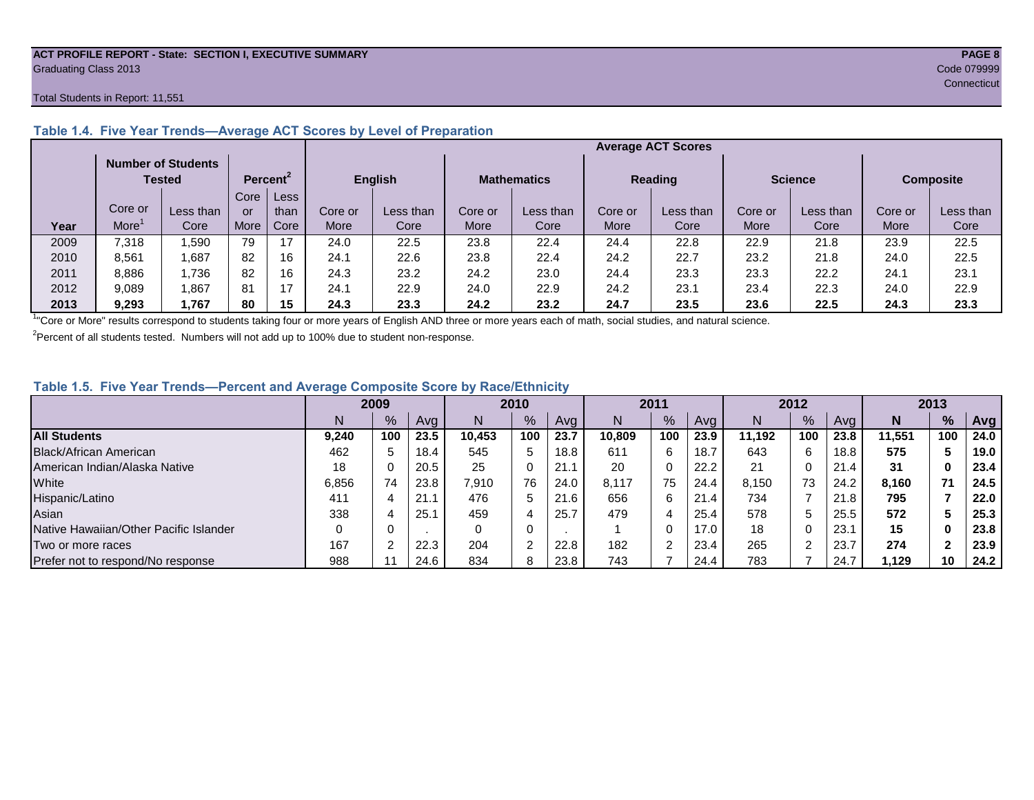ACT PROFILE REPORT - State: SECTION I, EXECUTIVE SUMMARY

Graduating Class 2013

Code 079999

Connecticut

Total Students in Report: 11,551

### Table 1.4. Five Year Trends—Average ACT Scores by Level of Preparation

| | Number of Students Tested | | Percent[2] | | Average ACT Scores | | | | | | | | | |
|---|---|---|---|---|---|---|---|---|---|---|---|---|---|---|
| | | | | | English | | Mathematics | | Reading | | Science | | Composite | |
| Year | Core or More[1] | Less than Core | Core or More | Less than Core | Core or More | Less than Core | Core or More | Less than Core | Core or More | Less than Core | Core or More | Less than Core | Core or More | Less than Core |
| 2009 | 7,318 | 1,590 | 79 | 17 | 24.0 | 22.5 | 23.8 | 22.4 | 24.4 | 22.8 | 22.9 | 21.8 | 23.9 | 22.5 |
| 2010 | 8,561 | 1,687 | 82 | 16 | 24.1 | 22.6 | 23.8 | 22.4 | 24.2 | 22.7 | 23.2 | 21.8 | 24.0 | 22.5 |
| 2011 | 8,886 | 1,736 | 82 | 16 | 24.3 | 23.2 | 24.2 | 23.0 | 24.4 | 23.3 | 23.3 | 22.2 | 24.1 | 23.1 |
| 2012 | 9,089 | 1,867 | 81 | 17 | 24.1 | 22.9 | 24.0 | 22.9 | 24.2 | 23.1 | 23.4 | 22.3 | 24.0 | 22.9 |
| **2013** | **9,293** | **1,767** | **80** | **15** | **24.3** | **23.3** | **24.2** | **23.2** | **24.7** | **23.5** | **23.6** | **22.5** | **24.3** | **23.3** |

[1] "Core or More" results correspond to students taking four or more years of English AND three or more years each of math, social studies, and natural science.

[2] Percent of all students tested. Numbers will not add up to 100% due to student non-response.

### Table 1.5. Five Year Trends—Percent and Average Composite Score by Race/Ethnicity

| | 2009 | | | 2010 | | | 2011 | | | 2012 | | | 2013 | | |
|---|---|---|---|---|---|---|---|---|---|---|---|---|---|---|---|
| | N | % | Avg | N | % | Avg | N | % | Avg | N | % | Avg | **N** | **%** | **Avg** |
| **All Students** | **9,240** | **100** | **23.5** | **10,453** | **100** | **23.7** | **10,809** | **100** | **23.9** | **11,192** | **100** | **23.8** | **11,551** | **100** | **24.0** |
| Black/African American | 462 | 5 | 18.4 | 545 | 5 | 18.8 | 611 | 6 | 18.7 | 643 | 6 | 18.8 | **575** | **5** | **19.0** |
| American Indian/Alaska Native | 18 | 0 | 20.5 | 25 | 0 | 21.1 | 20 | 0 | 22.2 | 21 | 0 | 21.4 | **31** | **0** | **23.4** |
| White | 6,856 | 74 | 23.8 | 7,910 | 76 | 24.0 | 8,117 | 75 | 24.4 | 8,150 | 73 | 24.2 | **8,160** | **71** | **24.5** |
| Hispanic/Latino | 411 | 4 | 21.1 | 476 | 5 | 21.6 | 656 | 6 | 21.4 | 734 | 7 | 21.8 | **795** | **7** | **22.0** |
| Asian | 338 | 4 | 25.1 | 459 | 4 | 25.7 | 479 | 4 | 25.4 | 578 | 5 | 25.5 | **572** | **5** | **25.3** |
| Native Hawaiian/Other Pacific Islander | 0 | 0 | . | 0 | 0 | . | 1 | 0 | 17.0 | 18 | 0 | 23.1 | **15** | **0** | **23.8** |
| Two or more races | 167 | 2 | 22.3 | 204 | 2 | 22.8 | 182 | 2 | 23.4 | 265 | 2 | 23.7 | **274** | **2** | **23.9** |
| Prefer not to respond/No response | 988 | 11 | 24.6 | 834 | 8 | 23.8 | 743 | 7 | 24.4 | 783 | 7 | 24.7 | **1,129** | **10** | **24.2** |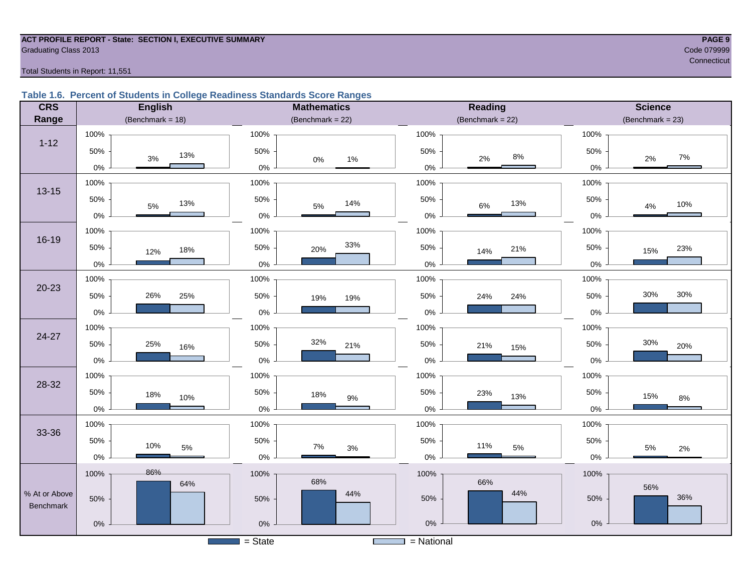ACT PROFILE REPORT - State: SECTION I, EXECUTIVE SUMMARY
Graduating Class 2013

Code 079999
Connecticut

Total Students in Report: 11,551

### Table 1.6. Percent of Students in College Readiness Standards Score Ranges

| CRS Range | English (Benchmark = 18) State | English National | Mathematics (Benchmark = 22) State | Mathematics National | Reading (Benchmark = 22) State | Reading National | Science (Benchmark = 23) State | Science National |
|---|---|---|---|---|---|---|---|---|
| 1-12 | 3% | 13% | 0% | 1% | 2% | 8% | 2% | 7% |
| 13-15 | 5% | 13% | 5% | 14% | 6% | 13% | 4% | 10% |
| 16-19 | 12% | 18% | 20% | 33% | 14% | 21% | 15% | 23% |
| 20-23 | 26% | 25% | 19% | 19% | 24% | 24% | 30% | 30% |
| 24-27 | 25% | 16% | 32% | 21% | 21% | 15% | 30% | 20% |
| 28-32 | 18% | 10% | 18% | 9% | 23% | 13% | 15% | 8% |
| 33-36 | 10% | 5% | 7% | 3% | 11% | 5% | 5% | 2% |
| % At or Above Benchmark | 86% | 64% | 68% | 44% | 66% | 44% | 56% | 36% |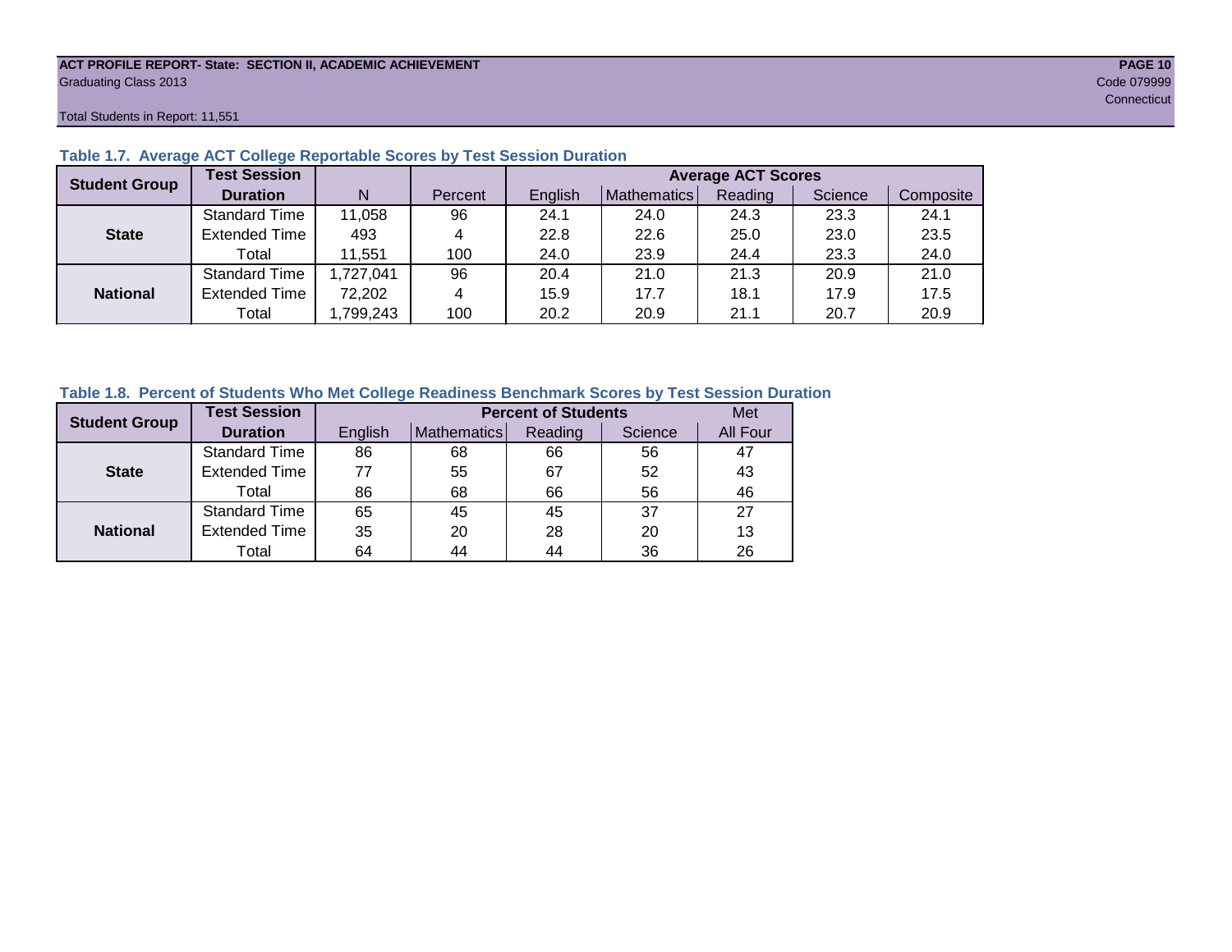**ACT PROFILE REPORT- State: SECTION II, ACADEMIC ACHIEVEMENT**
Graduating Class 2013
Code 079999
Connecticut

Total Students in Report: 11,551

### Table 1.7. Average ACT College Reportable Scores by Test Session Duration

| Student Group | Test Session Duration | N | Percent | Average ACT Scores | | | | |
|---|---|---|---|---|---|---|---|---|
| | | | | English | Mathematics | Reading | Science | Composite |
| State | Standard Time | 11,058 | 96 | 24.1 | 24.0 | 24.3 | 23.3 | 24.1 |
| | Extended Time | 493 | 4 | 22.8 | 22.6 | 25.0 | 23.0 | 23.5 |
| | Total | 11,551 | 100 | 24.0 | 23.9 | 24.4 | 23.3 | 24.0 |
| National | Standard Time | 1,727,041 | 96 | 20.4 | 21.0 | 21.3 | 20.9 | 21.0 |
| | Extended Time | 72,202 | 4 | 15.9 | 17.7 | 18.1 | 17.9 | 17.5 |
| | Total | 1,799,243 | 100 | 20.2 | 20.9 | 21.1 | 20.7 | 20.9 |

### Table 1.8. Percent of Students Who Met College Readiness Benchmark Scores by Test Session Duration

| Student Group | Test Session Duration | Percent of Students | | | | Met |
|---|---|---|---|---|---|---|
| | | English | Mathematics | Reading | Science | All Four |
| State | Standard Time | 86 | 68 | 66 | 56 | 47 |
| | Extended Time | 77 | 55 | 67 | 52 | 43 |
| | Total | 86 | 68 | 66 | 56 | 46 |
| National | Standard Time | 65 | 45 | 45 | 37 | 27 |
| | Extended Time | 35 | 20 | 28 | 20 | 13 |
| | Total | 64 | 44 | 44 | 36 | 26 |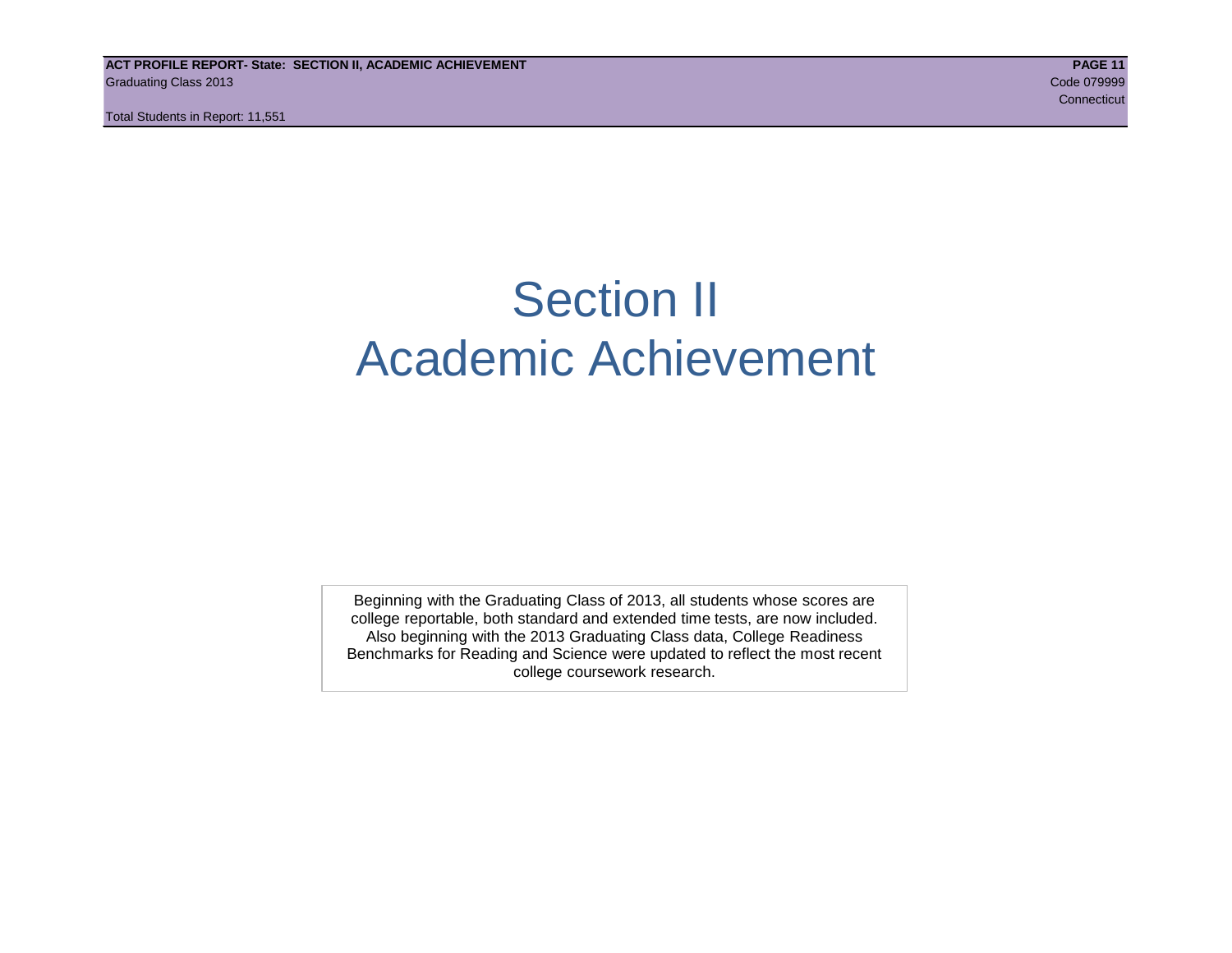# Section II
# Academic Achievement

Beginning with the Graduating Class of 2013, all students whose scores are college reportable, both standard and extended time tests, are now included. Also beginning with the 2013 Graduating Class data, College Readiness Benchmarks for Reading and Science were updated to reflect the most recent college coursework research.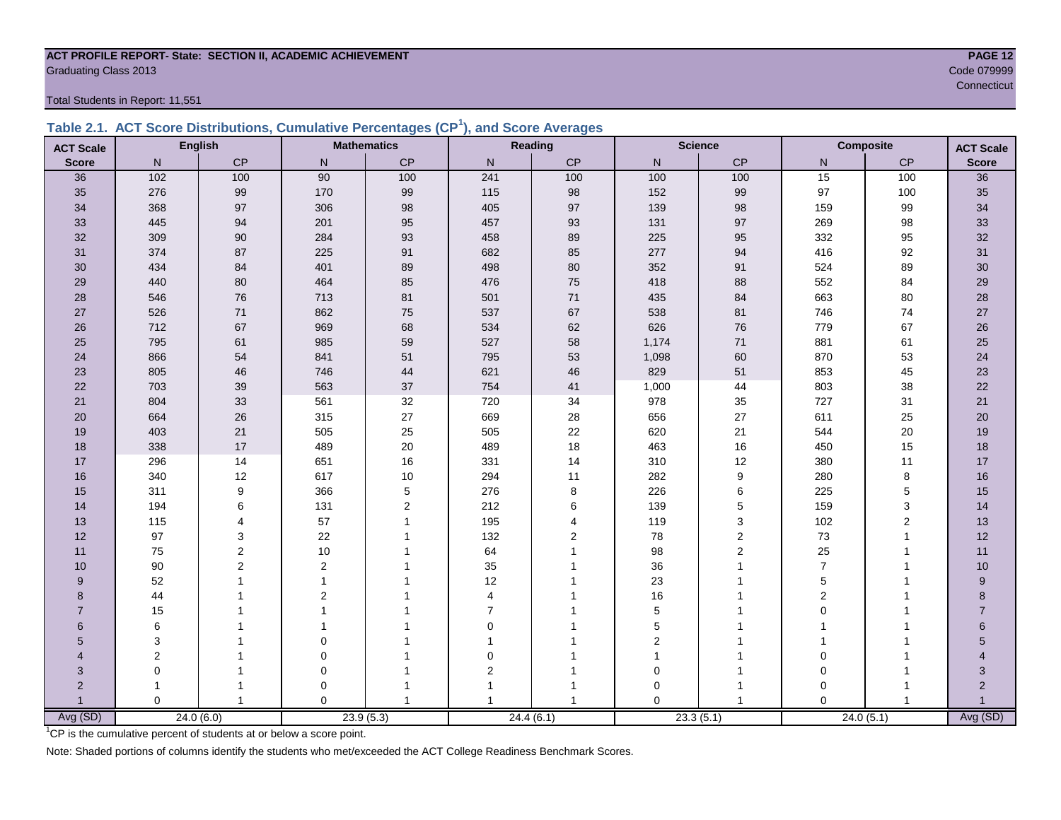**ACT PROFILE REPORT- State: SECTION II, ACADEMIC ACHIEVEMENT**
Graduating Class 2013

Code 079999
Connecticut

Total Students in Report: 11,551

## Table 2.1. ACT Score Distributions, Cumulative Percentages (CP[1]), and Score Averages

| ACT Scale | English | | Mathematics | | Reading | | Science | | Composite | | ACT Scale |
|---|---|---|---|---|---|---|---|---|---|---|---|
| Score | N | CP | N | CP | N | CP | N | CP | N | CP | Score |
| 36 | 102 | 100 | 90 | 100 | 241 | 100 | 100 | 100 | 15 | 100 | 36 |
| 35 | 276 | 99 | 170 | 99 | 115 | 98 | 152 | 99 | 97 | 100 | 35 |
| 34 | 368 | 97 | 306 | 98 | 405 | 97 | 139 | 98 | 159 | 99 | 34 |
| 33 | 445 | 94 | 201 | 95 | 457 | 93 | 131 | 97 | 269 | 98 | 33 |
| 32 | 309 | 90 | 284 | 93 | 458 | 89 | 225 | 95 | 332 | 95 | 32 |
| 31 | 374 | 87 | 225 | 91 | 682 | 85 | 277 | 94 | 416 | 92 | 31 |
| 30 | 434 | 84 | 401 | 89 | 498 | 80 | 352 | 91 | 524 | 89 | 30 |
| 29 | 440 | 80 | 464 | 85 | 476 | 75 | 418 | 88 | 552 | 84 | 29 |
| 28 | 546 | 76 | 713 | 81 | 501 | 71 | 435 | 84 | 663 | 80 | 28 |
| 27 | 526 | 71 | 862 | 75 | 537 | 67 | 538 | 81 | 746 | 74 | 27 |
| 26 | 712 | 67 | 969 | 68 | 534 | 62 | 626 | 76 | 779 | 67 | 26 |
| 25 | 795 | 61 | 985 | 59 | 527 | 58 | 1,174 | 71 | 881 | 61 | 25 |
| 24 | 866 | 54 | 841 | 51 | 795 | 53 | 1,098 | 60 | 870 | 53 | 24 |
| 23 | 805 | 46 | 746 | 44 | 621 | 46 | 829 | 51 | 853 | 45 | 23 |
| 22 | 703 | 39 | 563 | 37 | 754 | 41 | 1,000 | 44 | 803 | 38 | 22 |
| 21 | 804 | 33 | 561 | 32 | 720 | 34 | 978 | 35 | 727 | 31 | 21 |
| 20 | 664 | 26 | 315 | 27 | 669 | 28 | 656 | 27 | 611 | 25 | 20 |
| 19 | 403 | 21 | 505 | 25 | 505 | 22 | 620 | 21 | 544 | 20 | 19 |
| 18 | 338 | 17 | 489 | 20 | 489 | 18 | 463 | 16 | 450 | 15 | 18 |
| 17 | 296 | 14 | 651 | 16 | 331 | 14 | 310 | 12 | 380 | 11 | 17 |
| 16 | 340 | 12 | 617 | 10 | 294 | 11 | 282 | 9 | 280 | 8 | 16 |
| 15 | 311 | 9 | 366 | 5 | 276 | 8 | 226 | 6 | 225 | 5 | 15 |
| 14 | 194 | 6 | 131 | 2 | 212 | 6 | 139 | 5 | 159 | 3 | 14 |
| 13 | 115 | 4 | 57 | 1 | 195 | 4 | 119 | 3 | 102 | 2 | 13 |
| 12 | 97 | 3 | 22 | 1 | 132 | 2 | 78 | 2 | 73 | 1 | 12 |
| 11 | 75 | 2 | 10 | 1 | 64 | 1 | 98 | 2 | 25 | 1 | 11 |
| 10 | 90 | 2 | 2 | 1 | 35 | 1 | 36 | 1 | 7 | 1 | 10 |
| 9 | 52 | 1 | 1 | 1 | 12 | 1 | 23 | 1 | 5 | 1 | 9 |
| 8 | 44 | 1 | 2 | 1 | 4 | 1 | 16 | 1 | 2 | 1 | 8 |
| 7 | 15 | 1 | 1 | 1 | 7 | 1 | 5 | 1 | 0 | 1 | 7 |
| 6 | 6 | 1 | 1 | 1 | 0 | 1 | 5 | 1 | 1 | 1 | 6 |
| 5 | 3 | 1 | 0 | 1 | 1 | 1 | 2 | 1 | 1 | 1 | 5 |
| 4 | 2 | 1 | 0 | 1 | 0 | 1 | 1 | 1 | 0 | 1 | 4 |
| 3 | 0 | 1 | 0 | 1 | 2 | 1 | 0 | 1 | 0 | 1 | 3 |
| 2 | 1 | 1 | 0 | 1 | 1 | 1 | 0 | 1 | 0 | 1 | 2 |
| 1 | 0 | 1 | 0 | 1 | 1 | 1 | 0 | 1 | 0 | 1 | 1 |
| Avg (SD) | 24.0 (6.0) | | 23.9 (5.3) | | 24.4 (6.1) | | 23.3 (5.1) | | 24.0 (5.1) | | Avg (SD) |

[1]CP is the cumulative percent of students at or below a score point.

Note: Shaded portions of columns identify the students who met/exceeded the ACT College Readiness Benchmark Scores.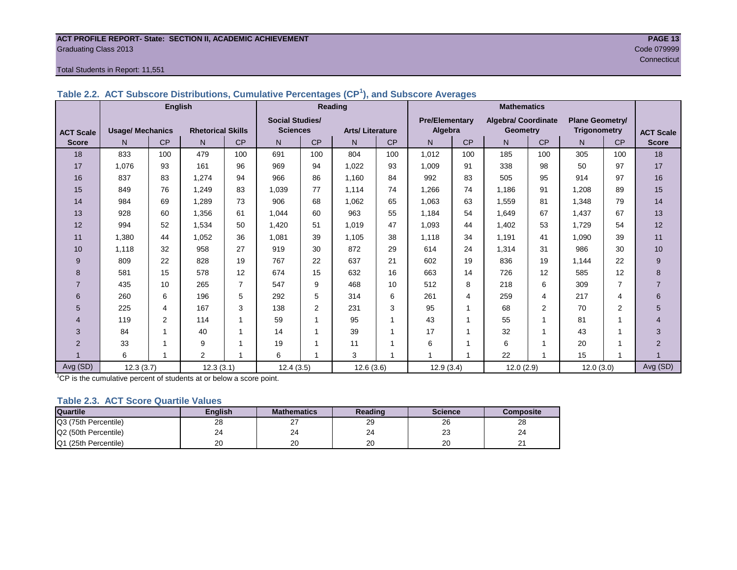**ACT PROFILE REPORT- State: SECTION II, ACADEMIC ACHIEVEMENT**
Graduating Class 2013

Code 079999
Connecticut

Total Students in Report: 11,551

## Table 2.2. ACT Subscore Distributions, Cumulative Percentages (CP[1]), and Subscore Averages

| | English | | | | Reading | | | | Mathematics | | | | | | |
|---|---|---|---|---|---|---|---|---|---|---|---|---|---|---|---|
| ACT Scale Score | Usage/ Mechanics | | Rhetorical Skills | | Social Studies/ Sciences | | Arts/ Literature | | Pre/Elementary Algebra | | Algebra/ Coordinate Geometry | | Plane Geometry/ Trigonometry | | ACT Scale Score |
| | N | CP | N | CP | N | CP | N | CP | N | CP | N | CP | N | CP | |
| 18 | 833 | 100 | 479 | 100 | 691 | 100 | 804 | 100 | 1,012 | 100 | 185 | 100 | 305 | 100 | 18 |
| 17 | 1,076 | 93 | 161 | 96 | 969 | 94 | 1,022 | 93 | 1,009 | 91 | 338 | 98 | 50 | 97 | 17 |
| 16 | 837 | 83 | 1,274 | 94 | 966 | 86 | 1,160 | 84 | 992 | 83 | 505 | 95 | 914 | 97 | 16 |
| 15 | 849 | 76 | 1,249 | 83 | 1,039 | 77 | 1,114 | 74 | 1,266 | 74 | 1,186 | 91 | 1,208 | 89 | 15 |
| 14 | 984 | 69 | 1,289 | 73 | 906 | 68 | 1,062 | 65 | 1,063 | 63 | 1,559 | 81 | 1,348 | 79 | 14 |
| 13 | 928 | 60 | 1,356 | 61 | 1,044 | 60 | 963 | 55 | 1,184 | 54 | 1,649 | 67 | 1,437 | 67 | 13 |
| 12 | 994 | 52 | 1,534 | 50 | 1,420 | 51 | 1,019 | 47 | 1,093 | 44 | 1,402 | 53 | 1,729 | 54 | 12 |
| 11 | 1,380 | 44 | 1,052 | 36 | 1,081 | 39 | 1,105 | 38 | 1,118 | 34 | 1,191 | 41 | 1,090 | 39 | 11 |
| 10 | 1,118 | 32 | 958 | 27 | 919 | 30 | 872 | 29 | 614 | 24 | 1,314 | 31 | 986 | 30 | 10 |
| 9 | 809 | 22 | 828 | 19 | 767 | 22 | 637 | 21 | 602 | 19 | 836 | 19 | 1,144 | 22 | 9 |
| 8 | 581 | 15 | 578 | 12 | 674 | 15 | 632 | 16 | 663 | 14 | 726 | 12 | 585 | 12 | 8 |
| 7 | 435 | 10 | 265 | 7 | 547 | 9 | 468 | 10 | 512 | 8 | 218 | 6 | 309 | 7 | 7 |
| 6 | 260 | 6 | 196 | 5 | 292 | 5 | 314 | 6 | 261 | 4 | 259 | 4 | 217 | 4 | 6 |
| 5 | 225 | 4 | 167 | 3 | 138 | 2 | 231 | 3 | 95 | 1 | 68 | 2 | 70 | 2 | 5 |
| 4 | 119 | 2 | 114 | 1 | 59 | 1 | 95 | 1 | 43 | 1 | 55 | 1 | 81 | 1 | 4 |
| 3 | 84 | 1 | 40 | 1 | 14 | 1 | 39 | 1 | 17 | 1 | 32 | 1 | 43 | 1 | 3 |
| 2 | 33 | 1 | 9 | 1 | 19 | 1 | 11 | 1 | 6 | 1 | 6 | 1 | 20 | 1 | 2 |
| 1 | 6 | 1 | 2 | 1 | 6 | 1 | 3 | 1 | 1 | 1 | 22 | 1 | 15 | 1 | 1 |
| Avg (SD) | 12.3 (3.7) | | 12.3 (3.1) | | 12.4 (3.5) | | 12.6 (3.6) | | 12.9 (3.4) | | 12.0 (2.9) | | 12.0 (3.0) | | Avg (SD) |

[1]CP is the cumulative percent of students at or below a score point.

## Table 2.3. ACT Score Quartile Values

| Quartile | English | Mathematics | Reading | Science | Composite |
|---|---|---|---|---|---|
| Q3 (75th Percentile) | 28 | 27 | 29 | 26 | 28 |
| Q2 (50th Percentile) | 24 | 24 | 24 | 23 | 24 |
| Q1 (25th Percentile) | 20 | 20 | 20 | 20 | 21 |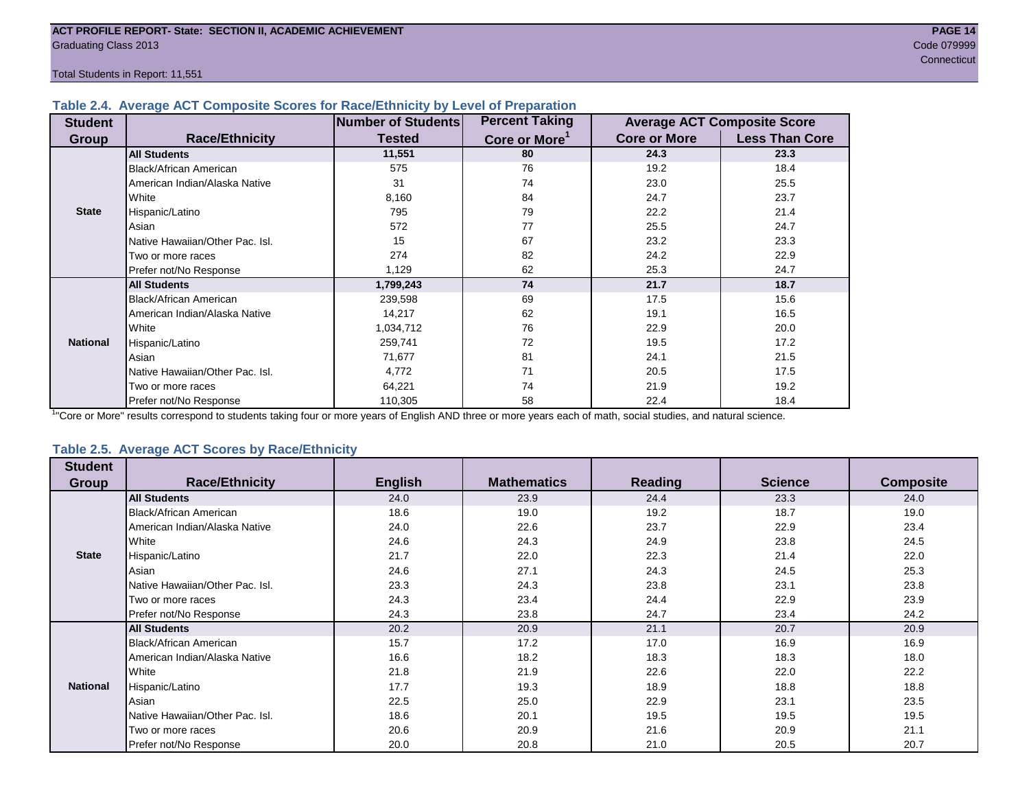ACT PROFILE REPORT- State: SECTION II, ACADEMIC ACHIEVEMENT
Graduating Class 2013

Code 079999
Connecticut

Total Students in Report: 11,551

### Table 2.4. Average ACT Composite Scores for Race/Ethnicity by Level of Preparation

| Student Group | Race/Ethnicity | Number of Students Tested | Percent Taking Core or More[1] | Average ACT Composite Score | |
|---|---|---|---|---|---|
| | | | | Core or More | Less Than Core |
| State | **All Students** | **11,551** | **80** | **24.3** | **23.3** |
| | Black/African American | 575 | 76 | 19.2 | 18.4 |
| | American Indian/Alaska Native | 31 | 74 | 23.0 | 25.5 |
| | White | 8,160 | 84 | 24.7 | 23.7 |
| | Hispanic/Latino | 795 | 79 | 22.2 | 21.4 |
| | Asian | 572 | 77 | 25.5 | 24.7 |
| | Native Hawaiian/Other Pac. Isl. | 15 | 67 | 23.2 | 23.3 |
| | Two or more races | 274 | 82 | 24.2 | 22.9 |
| | Prefer not/No Response | 1,129 | 62 | 25.3 | 24.7 |
| National | **All Students** | **1,799,243** | **74** | **21.7** | **18.7** |
| | Black/African American | 239,598 | 69 | 17.5 | 15.6 |
| | American Indian/Alaska Native | 14,217 | 62 | 19.1 | 16.5 |
| | White | 1,034,712 | 76 | 22.9 | 20.0 |
| | Hispanic/Latino | 259,741 | 72 | 19.5 | 17.2 |
| | Asian | 71,677 | 81 | 24.1 | 21.5 |
| | Native Hawaiian/Other Pac. Isl. | 4,772 | 71 | 20.5 | 17.5 |
| | Two or more races | 64,221 | 74 | 21.9 | 19.2 |
| | Prefer not/No Response | 110,305 | 58 | 22.4 | 18.4 |

[1]"Core or More" results correspond to students taking four or more years of English AND three or more years each of math, social studies, and natural science.

### Table 2.5. Average ACT Scores by Race/Ethnicity

| Student Group | Race/Ethnicity | English | Mathematics | Reading | Science | Composite |
|---|---|---|---|---|---|---|
| State | **All Students** | 24.0 | 23.9 | 24.4 | 23.3 | 24.0 |
| | Black/African American | 18.6 | 19.0 | 19.2 | 18.7 | 19.0 |
| | American Indian/Alaska Native | 24.0 | 22.6 | 23.7 | 22.9 | 23.4 |
| | White | 24.6 | 24.3 | 24.9 | 23.8 | 24.5 |
| | Hispanic/Latino | 21.7 | 22.0 | 22.3 | 21.4 | 22.0 |
| | Asian | 24.6 | 27.1 | 24.3 | 24.5 | 25.3 |
| | Native Hawaiian/Other Pac. Isl. | 23.3 | 24.3 | 23.8 | 23.1 | 23.8 |
| | Two or more races | 24.3 | 23.4 | 24.4 | 22.9 | 23.9 |
| | Prefer not/No Response | 24.3 | 23.8 | 24.7 | 23.4 | 24.2 |
| National | **All Students** | 20.2 | 20.9 | 21.1 | 20.7 | 20.9 |
| | Black/African American | 15.7 | 17.2 | 17.0 | 16.9 | 16.9 |
| | American Indian/Alaska Native | 16.6 | 18.2 | 18.3 | 18.3 | 18.0 |
| | White | 21.8 | 21.9 | 22.6 | 22.0 | 22.2 |
| | Hispanic/Latino | 17.7 | 19.3 | 18.9 | 18.8 | 18.8 |
| | Asian | 22.5 | 25.0 | 22.9 | 23.1 | 23.5 |
| | Native Hawaiian/Other Pac. Isl. | 18.6 | 20.1 | 19.5 | 19.5 | 19.5 |
| | Two or more races | 20.6 | 20.9 | 21.6 | 20.9 | 21.1 |
| | Prefer not/No Response | 20.0 | 20.8 | 21.0 | 20.5 | 20.7 |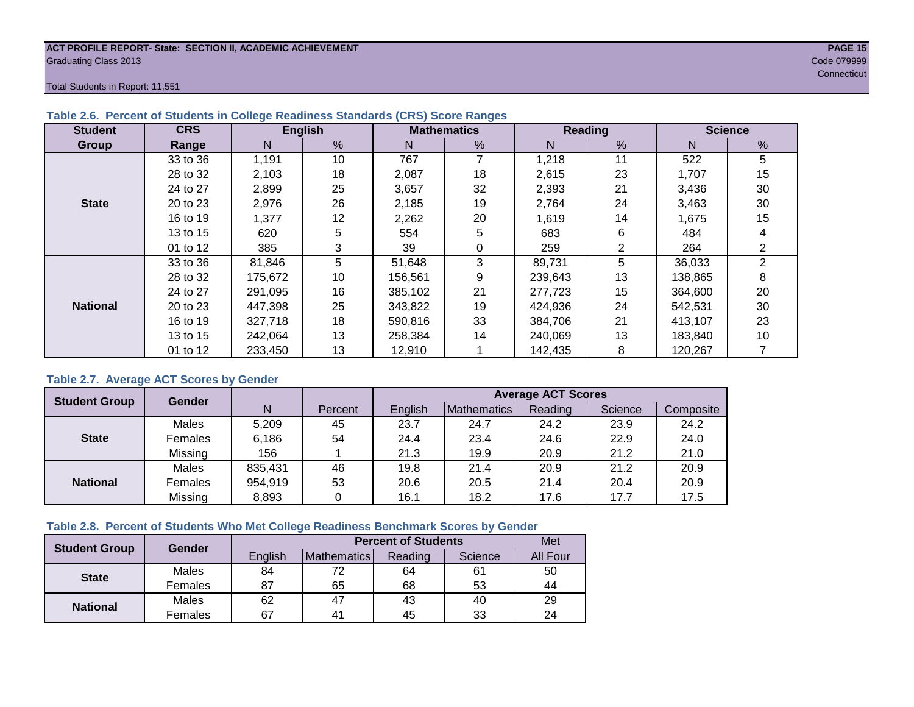ACT PROFILE REPORT- State: SECTION II, ACADEMIC ACHIEVEMENT

Graduating Class 2013

Code 079999

Connecticut

Total Students in Report: 11,551

### Table 2.6. Percent of Students in College Readiness Standards (CRS) Score Ranges

| Student Group | CRS Range | English | | Mathematics | | Reading | | Science | |
|---|---|---|---|---|---|---|---|---|---|
| | | N | % | N | % | N | % | N | % |
| State | 33 to 36 | 1,191 | 10 | 767 | 7 | 1,218 | 11 | 522 | 5 |
| | 28 to 32 | 2,103 | 18 | 2,087 | 18 | 2,615 | 23 | 1,707 | 15 |
| | 24 to 27 | 2,899 | 25 | 3,657 | 32 | 2,393 | 21 | 3,436 | 30 |
| | 20 to 23 | 2,976 | 26 | 2,185 | 19 | 2,764 | 24 | 3,463 | 30 |
| | 16 to 19 | 1,377 | 12 | 2,262 | 20 | 1,619 | 14 | 1,675 | 15 |
| | 13 to 15 | 620 | 5 | 554 | 5 | 683 | 6 | 484 | 4 |
| | 01 to 12 | 385 | 3 | 39 | 0 | 259 | 2 | 264 | 2 |
| National | 33 to 36 | 81,846 | 5 | 51,648 | 3 | 89,731 | 5 | 36,033 | 2 |
| | 28 to 32 | 175,672 | 10 | 156,561 | 9 | 239,643 | 13 | 138,865 | 8 |
| | 24 to 27 | 291,095 | 16 | 385,102 | 21 | 277,723 | 15 | 364,600 | 20 |
| | 20 to 23 | 447,398 | 25 | 343,822 | 19 | 424,936 | 24 | 542,531 | 30 |
| | 16 to 19 | 327,718 | 18 | 590,816 | 33 | 384,706 | 21 | 413,107 | 23 |
| | 13 to 15 | 242,064 | 13 | 258,384 | 14 | 240,069 | 13 | 183,840 | 10 |
| | 01 to 12 | 233,450 | 13 | 12,910 | 1 | 142,435 | 8 | 120,267 | 7 |

### Table 2.7. Average ACT Scores by Gender

| Student Group | Gender | N | Percent | Average ACT Scores | | | | |
|---|---|---|---|---|---|---|---|---|
| | | | | English | Mathematics | Reading | Science | Composite |
| State | Males | 5,209 | 45 | 23.7 | 24.7 | 24.2 | 23.9 | 24.2 |
| | Females | 6,186 | 54 | 24.4 | 23.4 | 24.6 | 22.9 | 24.0 |
| | Missing | 156 | 1 | 21.3 | 19.9 | 20.9 | 21.2 | 21.0 |
| National | Males | 835,431 | 46 | 19.8 | 21.4 | 20.9 | 21.2 | 20.9 |
| | Females | 954,919 | 53 | 20.6 | 20.5 | 21.4 | 20.4 | 20.9 |
| | Missing | 8,893 | 0 | 16.1 | 18.2 | 17.6 | 17.7 | 17.5 |

### Table 2.8. Percent of Students Who Met College Readiness Benchmark Scores by Gender

| Student Group | Gender | Percent of Students | | | | Met |
|---|---|---|---|---|---|---|
| | | English | Mathematics | Reading | Science | All Four |
| State | Males | 84 | 72 | 64 | 61 | 50 |
| | Females | 87 | 65 | 68 | 53 | 44 |
| National | Males | 62 | 47 | 43 | 40 | 29 |
| | Females | 67 | 41 | 45 | 33 | 24 |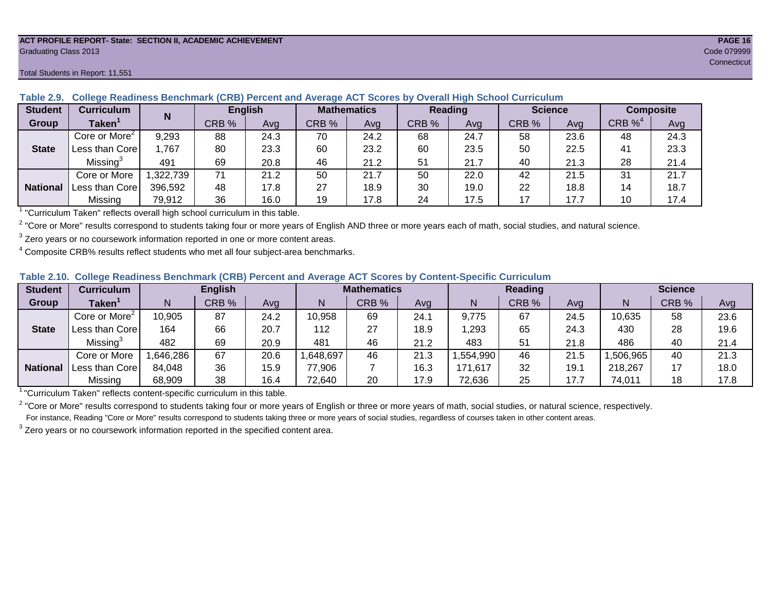**ACT PROFILE REPORT- State: SECTION II, ACADEMIC ACHIEVEMENT**

Graduating Class 2013

Code 079999

Connecticut

Total Students in Report: 11,551

### Table 2.9. College Readiness Benchmark (CRB) Percent and Average ACT Scores by Overall High School Curriculum

| Student Group | Curriculum Taken[1] | N | English | | Mathematics | | Reading | | Science | | Composite | |
|---|---|---|---|---|---|---|---|---|---|---|---|---|
| | | | CRB % | Avg | CRB % | Avg | CRB % | Avg | CRB % | Avg | CRB %[4] | Avg |
| State | Core or More[2] | 9,293 | 88 | 24.3 | 70 | 24.2 | 68 | 24.7 | 58 | 23.6 | 48 | 24.3 |
| | Less than Core | 1,767 | 80 | 23.3 | 60 | 23.2 | 60 | 23.5 | 50 | 22.5 | 41 | 23.3 |
| | Missing[3] | 491 | 69 | 20.8 | 46 | 21.2 | 51 | 21.7 | 40 | 21.3 | 28 | 21.4 |
| National | Core or More | 1,322,739 | 71 | 21.2 | 50 | 21.7 | 50 | 22.0 | 42 | 21.5 | 31 | 21.7 |
| | Less than Core | 396,592 | 48 | 17.8 | 27 | 18.9 | 30 | 19.0 | 22 | 18.8 | 14 | 18.7 |
| | Missing | 79,912 | 36 | 16.0 | 19 | 17.8 | 24 | 17.5 | 17 | 17.7 | 10 | 17.4 |

[1] "Curriculum Taken" reflects overall high school curriculum in this table.

[2] "Core or More" results correspond to students taking four or more years of English AND three or more years each of math, social studies, and natural science.

[3] Zero years or no coursework information reported in one or more content areas.

[4] Composite CRB% results reflect students who met all four subject-area benchmarks.

### Table 2.10. College Readiness Benchmark (CRB) Percent and Average ACT Scores by Content-Specific Curriculum

| Student Group | Curriculum Taken[1] | English | | | Mathematics | | | Reading | | | Science | | |
|---|---|---|---|---|---|---|---|---|---|---|---|---|---|
| | | N | CRB % | Avg | N | CRB % | Avg | N | CRB % | Avg | N | CRB % | Avg |
| State | Core or More[2] | 10,905 | 87 | 24.2 | 10,958 | 69 | 24.1 | 9,775 | 67 | 24.5 | 10,635 | 58 | 23.6 |
| | Less than Core | 164 | 66 | 20.7 | 112 | 27 | 18.9 | 1,293 | 65 | 24.3 | 430 | 28 | 19.6 |
| | Missing[3] | 482 | 69 | 20.9 | 481 | 46 | 21.2 | 483 | 51 | 21.8 | 486 | 40 | 21.4 |
| National | Core or More | 1,646,286 | 67 | 20.6 | 1,648,697 | 46 | 21.3 | 1,554,990 | 46 | 21.5 | 1,506,965 | 40 | 21.3 |
| | Less than Core | 84,048 | 36 | 15.9 | 77,906 | 7 | 16.3 | 171,617 | 32 | 19.1 | 218,267 | 17 | 18.0 |
| | Missing | 68,909 | 38 | 16.4 | 72,640 | 20 | 17.9 | 72,636 | 25 | 17.7 | 74,011 | 18 | 17.8 |

[1] "Curriculum Taken" reflects content-specific curriculum in this table.

[2] "Core or More" results correspond to students taking four or more years of English or three or more years of math, social studies, or natural science, respectively.
For instance, Reading "Core or More" results correspond to students taking three or more years of social studies, regardless of courses taken in other content areas.

[3] Zero years or no coursework information reported in the specified content area.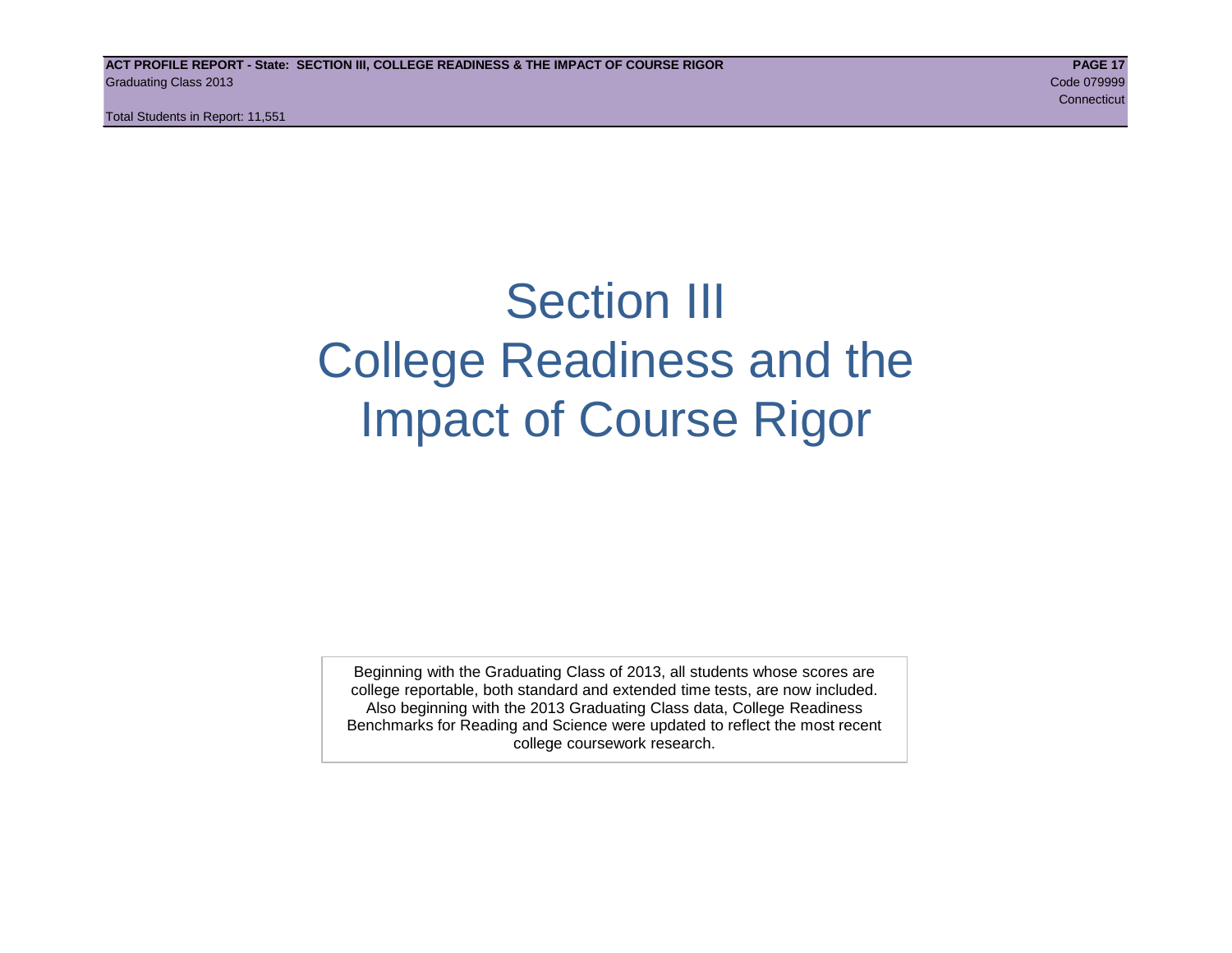# Section III
# College Readiness and the Impact of Course Rigor

Beginning with the Graduating Class of 2013, all students whose scores are college reportable, both standard and extended time tests, are now included. Also beginning with the 2013 Graduating Class data, College Readiness Benchmarks for Reading and Science were updated to reflect the most recent college coursework research.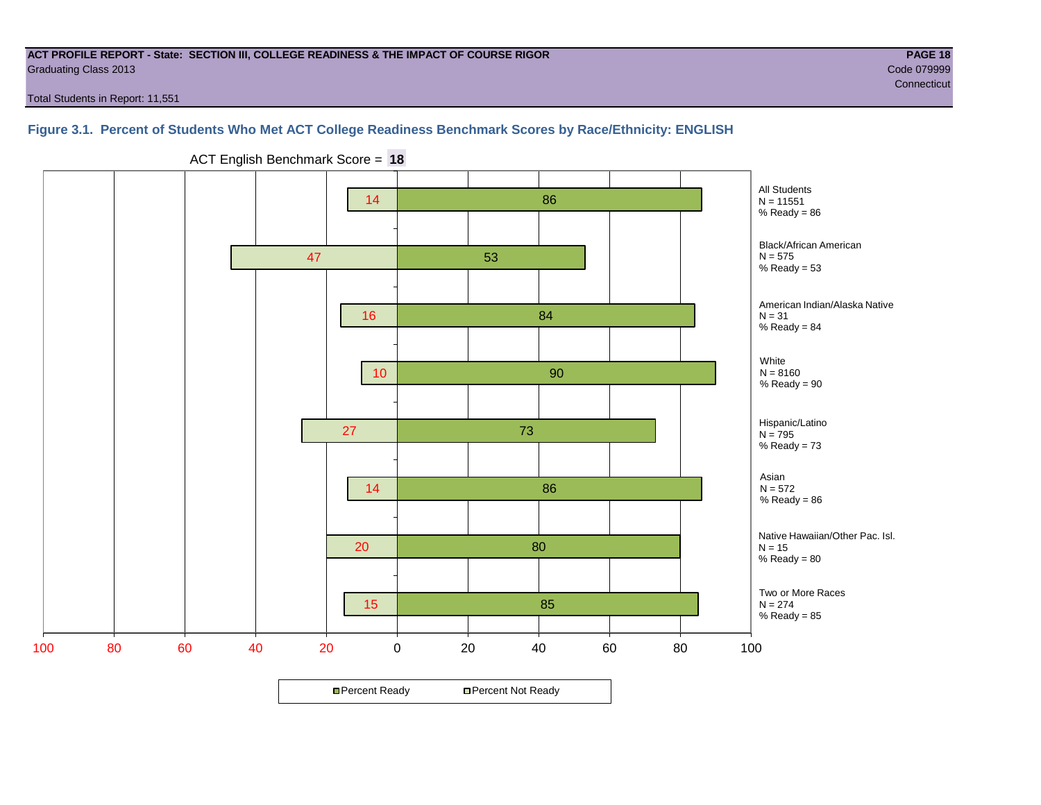**ACT PROFILE REPORT - State: SECTION III, COLLEGE READINESS & THE IMPACT OF COURSE RIGOR**
Graduating Class 2013

Code 079999
Connecticut

Total Students in Report: 11,551

## Figure 3.1. Percent of Students Who Met ACT College Readiness Benchmark Scores by Race/Ethnicity: ENGLISH

ACT English Benchmark Score = **18**

| Group | N | Percent Not Ready | Percent Ready |
|---|---|---|---|
| All Students | 11551 | 14 | 86 |
| Black/African American | 575 | 47 | 53 |
| American Indian/Alaska Native | 31 | 16 | 84 |
| White | 8160 | 10 | 90 |
| Hispanic/Latino | 795 | 27 | 73 |
| Asian | 572 | 14 | 86 |
| Native Hawaiian/Other Pac. Isl. | 15 | 20 | 80 |
| Two or More Races | 274 | 15 | 85 |

Percent Ready | Percent Not Ready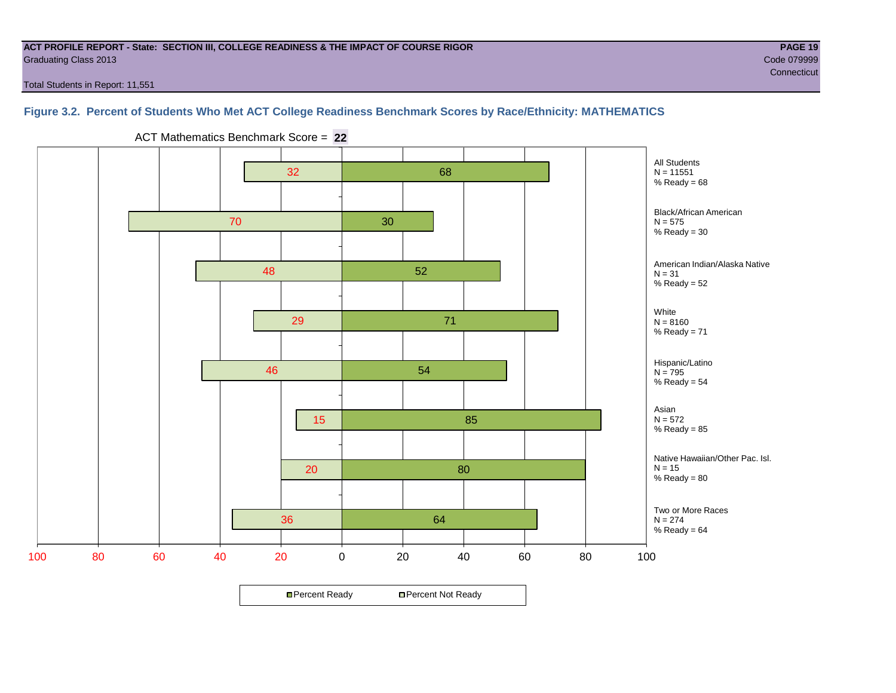**ACT PROFILE REPORT - State: SECTION III, COLLEGE READINESS & THE IMPACT OF COURSE RIGOR**
Graduating Class 2013
Code 079999
Connecticut

Total Students in Report: 11,551

### Figure 3.2. Percent of Students Who Met ACT College Readiness Benchmark Scores by Race/Ethnicity: MATHEMATICS

ACT Mathematics Benchmark Score = **22**

| Group | N | Percent Not Ready | Percent Ready |
|---|---|---|---|
| All Students | 11551 | 32 | 68 |
| Black/African American | 575 | 70 | 30 |
| American Indian/Alaska Native | 31 | 48 | 52 |
| White | 8160 | 29 | 71 |
| Hispanic/Latino | 795 | 46 | 54 |
| Asian | 572 | 15 | 85 |
| Native Hawaiian/Other Pac. Isl. | 15 | 20 | 80 |
| Two or More Races | 274 | 36 | 64 |

All Students
N = 11551
% Ready = 68

Black/African American
N = 575
% Ready = 30

American Indian/Alaska Native
N = 31
% Ready = 52

White
N = 8160
% Ready = 71

Hispanic/Latino
N = 795
% Ready = 54

Asian
N = 572
% Ready = 85

Native Hawaiian/Other Pac. Isl.
N = 15
% Ready = 80

Two or More Races
N = 274
% Ready = 64

Percent Ready    Percent Not Ready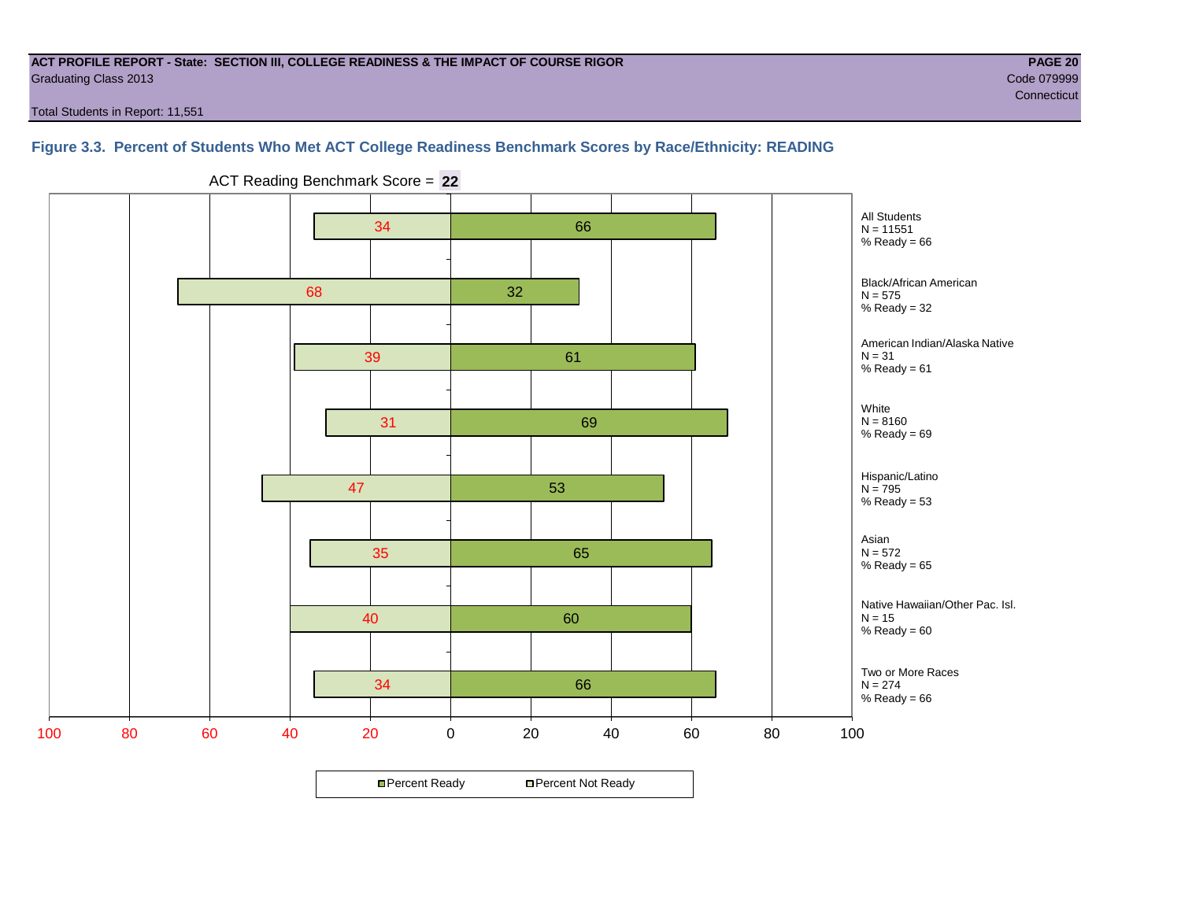**ACT PROFILE REPORT - State: SECTION III, COLLEGE READINESS & THE IMPACT OF COURSE RIGOR**
Graduating Class 2013

Total Students in Report: 11,551

**PAGE 20**
Code 079999
Connecticut

## Figure 3.3. Percent of Students Who Met ACT College Readiness Benchmark Scores by Race/Ethnicity: READING

ACT Reading Benchmark Score = **22**

| Group | N | Percent Not Ready | Percent Ready |
|---|---|---|---|
| All Students | 11551 | 34 | 66 |
| Black/African American | 575 | 68 | 32 |
| American Indian/Alaska Native | 31 | 39 | 61 |
| White | 8160 | 31 | 69 |
| Hispanic/Latino | 795 | 47 | 53 |
| Asian | 572 | 35 | 65 |
| Native Hawaiian/Other Pac. Isl. | 15 | 40 | 60 |
| Two or More Races | 274 | 34 | 66 |

Percent Ready / Percent Not Ready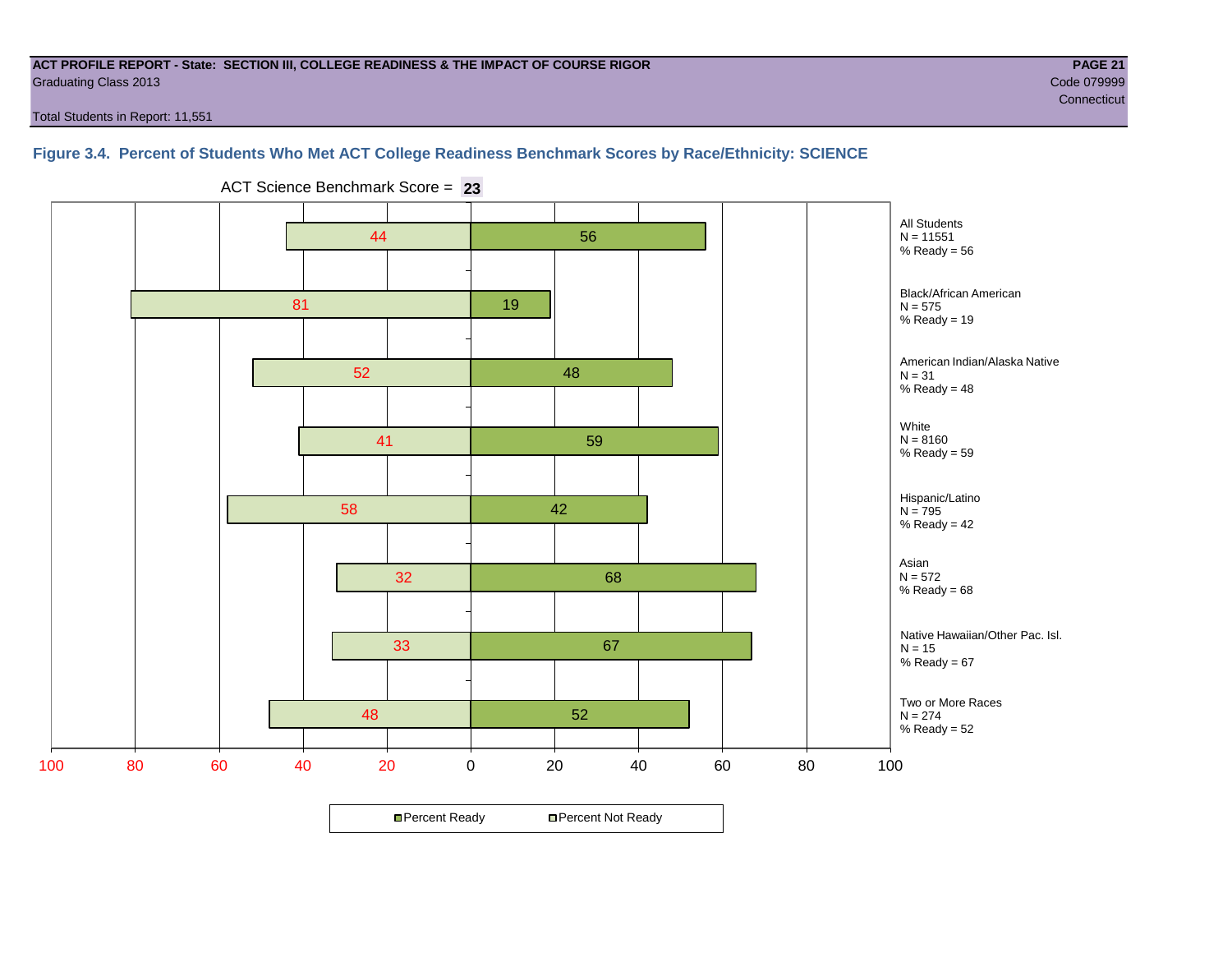**ACT PROFILE REPORT - State: SECTION III, COLLEGE READINESS & THE IMPACT OF COURSE RIGOR**
Graduating Class 2013
Code 079999
Connecticut

Total Students in Report: 11,551

### Figure 3.4. Percent of Students Who Met ACT College Readiness Benchmark Scores by Race/Ethnicity: SCIENCE

ACT Science Benchmark Score = **23**

| Group | N | Percent Not Ready | Percent Ready |
|---|---|---|---|
| All Students | 11551 | 44 | 56 |
| Black/African American | 575 | 81 | 19 |
| American Indian/Alaska Native | 31 | 52 | 48 |
| White | 8160 | 41 | 59 |
| Hispanic/Latino | 795 | 58 | 42 |
| Asian | 572 | 32 | 68 |
| Native Hawaiian/Other Pac. Isl. | 15 | 33 | 67 |
| Two or More Races | 274 | 48 | 52 |

Percent Ready / Percent Not Ready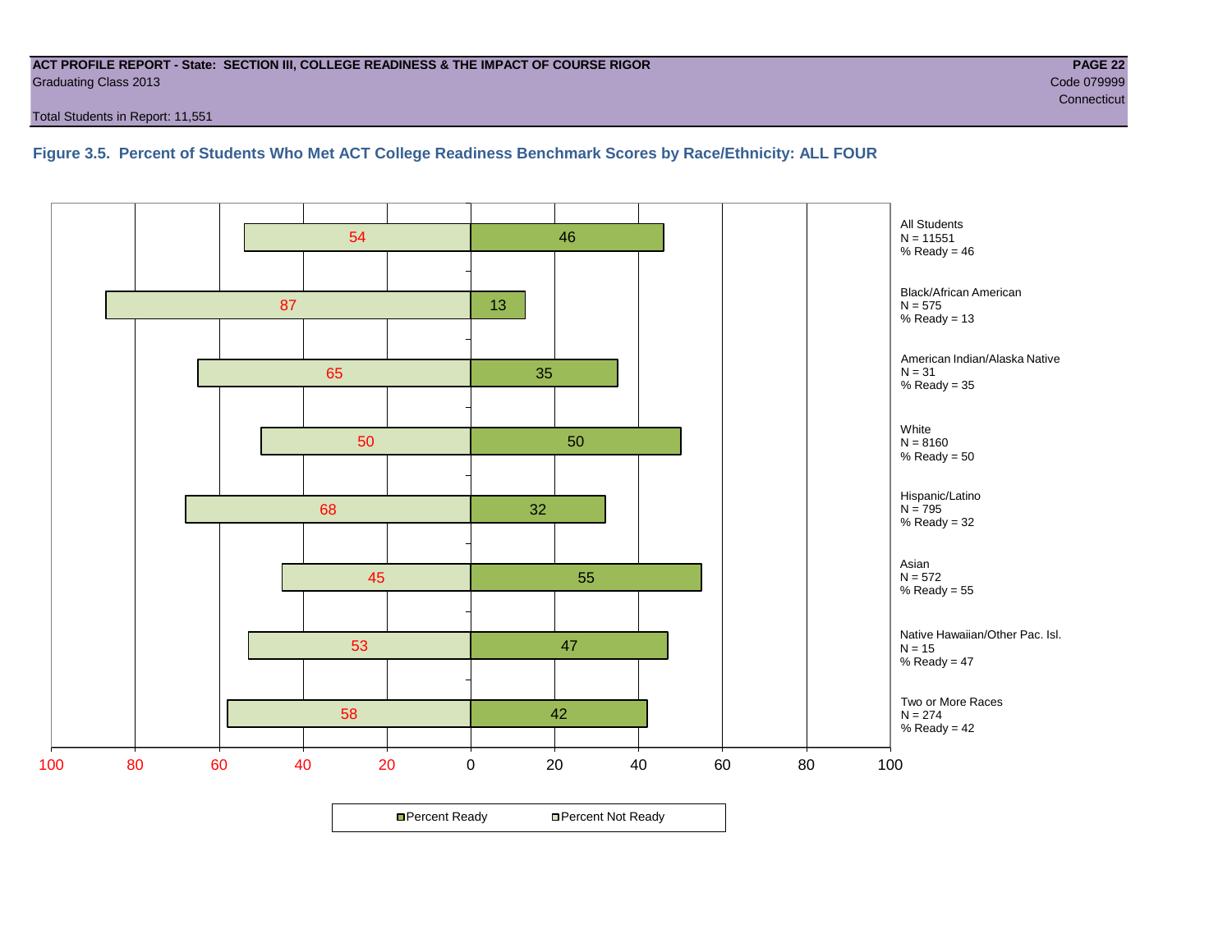ACT PROFILE REPORT - State: SECTION III, COLLEGE READINESS & THE IMPACT OF COURSE RIGOR
Graduating Class 2013

Code 079999
Connecticut

Total Students in Report: 11,551

### Figure 3.5. Percent of Students Who Met ACT College Readiness Benchmark Scores by Race/Ethnicity: ALL FOUR

| Group | N | Percent Not Ready | Percent Ready |
|---|---|---|---|
| All Students | 11551 | 54 | 46 |
| Black/African American | 575 | 87 | 13 |
| American Indian/Alaska Native | 31 | 65 | 35 |
| White | 8160 | 50 | 50 |
| Hispanic/Latino | 795 | 68 | 32 |
| Asian | 572 | 45 | 55 |
| Native Hawaiian/Other Pac. Isl. | 15 | 53 | 47 |
| Two or More Races | 274 | 58 | 42 |

Percent Ready   Percent Not Ready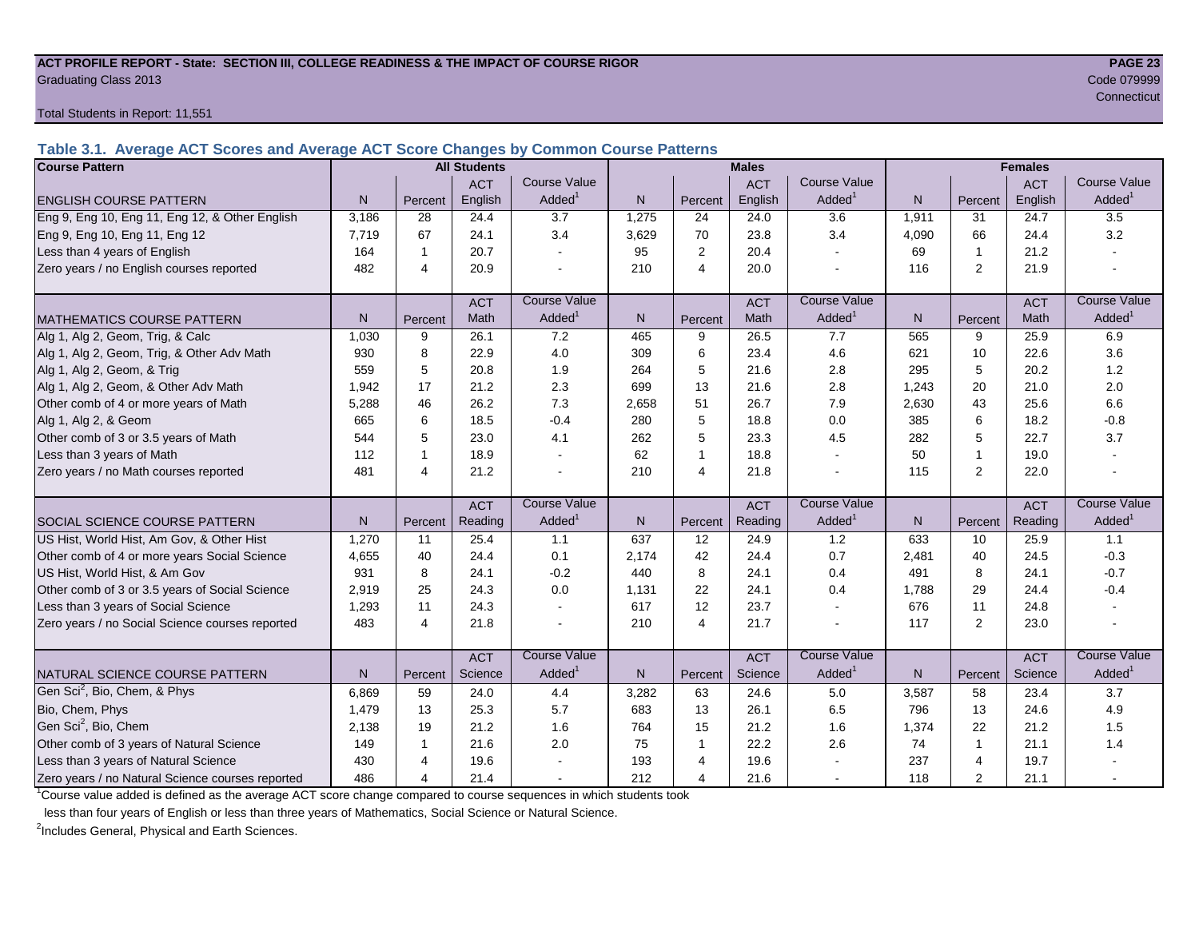**ACT PROFILE REPORT - State: SECTION III, COLLEGE READINESS & THE IMPACT OF COURSE RIGOR**
Graduating Class 2013
Code 079999
Connecticut

Total Students in Report: 11,551

### Table 3.1. Average ACT Scores and Average ACT Score Changes by Common Course Patterns

| Course Pattern | All Students | | | | Males | | | | Females | | | |
|---|---|---|---|---|---|---|---|---|---|---|---|---|
| ENGLISH COURSE PATTERN | N | Percent | ACT English | Course Value Added[1] | N | Percent | ACT English | Course Value Added[1] | N | Percent | ACT English | Course Value Added[1] |
| Eng 9, Eng 10, Eng 11, Eng 12, & Other English | 3,186 | 28 | 24.4 | 3.7 | 1,275 | 24 | 24.0 | 3.6 | 1,911 | 31 | 24.7 | 3.5 |
| Eng 9, Eng 10, Eng 11, Eng 12 | 7,719 | 67 | 24.1 | 3.4 | 3,629 | 70 | 23.8 | 3.4 | 4,090 | 66 | 24.4 | 3.2 |
| Less than 4 years of English | 164 | 1 | 20.7 | - | 95 | 2 | 20.4 | - | 69 | 1 | 21.2 | - |
| Zero years / no English courses reported | 482 | 4 | 20.9 | - | 210 | 4 | 20.0 | - | 116 | 2 | 21.9 | - |
| MATHEMATICS COURSE PATTERN | N | Percent | ACT Math | Course Value Added[1] | N | Percent | ACT Math | Course Value Added[1] | N | Percent | ACT Math | Course Value Added[1] |
| Alg 1, Alg 2, Geom, Trig, & Calc | 1,030 | 9 | 26.1 | 7.2 | 465 | 9 | 26.5 | 7.7 | 565 | 9 | 25.9 | 6.9 |
| Alg 1, Alg 2, Geom, Trig, & Other Adv Math | 930 | 8 | 22.9 | 4.0 | 309 | 6 | 23.4 | 4.6 | 621 | 10 | 22.6 | 3.6 |
| Alg 1, Alg 2, Geom, & Trig | 559 | 5 | 20.8 | 1.9 | 264 | 5 | 21.6 | 2.8 | 295 | 5 | 20.2 | 1.2 |
| Alg 1, Alg 2, Geom, & Other Adv Math | 1,942 | 17 | 21.2 | 2.3 | 699 | 13 | 21.6 | 2.8 | 1,243 | 20 | 21.0 | 2.0 |
| Other comb of 4 or more years of Math | 5,288 | 46 | 26.2 | 7.3 | 2,658 | 51 | 26.7 | 7.9 | 2,630 | 43 | 25.6 | 6.6 |
| Alg 1, Alg 2, & Geom | 665 | 6 | 18.5 | -0.4 | 280 | 5 | 18.8 | 0.0 | 385 | 6 | 18.2 | -0.8 |
| Other comb of 3 or 3.5 years of Math | 544 | 5 | 23.0 | 4.1 | 262 | 5 | 23.3 | 4.5 | 282 | 5 | 22.7 | 3.7 |
| Less than 3 years of Math | 112 | 1 | 18.9 | - | 62 | 1 | 18.8 | - | 50 | 1 | 19.0 | - |
| Zero years / no Math courses reported | 481 | 4 | 21.2 | - | 210 | 4 | 21.8 | - | 115 | 2 | 22.0 | - |
| SOCIAL SCIENCE COURSE PATTERN | N | Percent | ACT Reading | Course Value Added[1] | N | Percent | ACT Reading | Course Value Added[1] | N | Percent | ACT Reading | Course Value Added[1] |
| US Hist, World Hist, Am Gov, & Other Hist | 1,270 | 11 | 25.4 | 1.1 | 637 | 12 | 24.9 | 1.2 | 633 | 10 | 25.9 | 1.1 |
| Other comb of 4 or more years Social Science | 4,655 | 40 | 24.4 | 0.1 | 2,174 | 42 | 24.4 | 0.7 | 2,481 | 40 | 24.5 | -0.3 |
| US Hist, World Hist, & Am Gov | 931 | 8 | 24.1 | -0.2 | 440 | 8 | 24.1 | 0.4 | 491 | 8 | 24.1 | -0.7 |
| Other comb of 3 or 3.5 years of Social Science | 2,919 | 25 | 24.3 | 0.0 | 1,131 | 22 | 24.1 | 0.4 | 1,788 | 29 | 24.4 | -0.4 |
| Less than 3 years of Social Science | 1,293 | 11 | 24.3 | - | 617 | 12 | 23.7 | - | 676 | 11 | 24.8 | - |
| Zero years / no Social Science courses reported | 483 | 4 | 21.8 | - | 210 | 4 | 21.7 | - | 117 | 2 | 23.0 | - |
| NATURAL SCIENCE COURSE PATTERN | N | Percent | ACT Science | Course Value Added[1] | N | Percent | ACT Science | Course Value Added[1] | N | Percent | ACT Science | Course Value Added[1] |
| Gen Sci[2], Bio, Chem, & Phys | 6,869 | 59 | 24.0 | 4.4 | 3,282 | 63 | 24.6 | 5.0 | 3,587 | 58 | 23.4 | 3.7 |
| Bio, Chem, Phys | 1,479 | 13 | 25.3 | 5.7 | 683 | 13 | 26.1 | 6.5 | 796 | 13 | 24.6 | 4.9 |
| Gen Sci[2], Bio, Chem | 2,138 | 19 | 21.2 | 1.6 | 764 | 15 | 21.2 | 1.6 | 1,374 | 22 | 21.2 | 1.5 |
| Other comb of 3 years of Natural Science | 149 | 1 | 21.6 | 2.0 | 75 | 1 | 22.2 | 2.6 | 74 | 1 | 21.1 | 1.4 |
| Less than 3 years of Natural Science | 430 | 4 | 19.6 | - | 193 | 4 | 19.6 | - | 237 | 4 | 19.7 | - |
| Zero years / no Natural Science courses reported | 486 | 4 | 21.4 | - | 212 | 4 | 21.6 | - | 118 | 2 | 21.1 | - |

[1] Course value added is defined as the average ACT score change compared to course sequences in which students took less than four years of English or less than three years of Mathematics, Social Science or Natural Science.

[2] Includes General, Physical and Earth Sciences.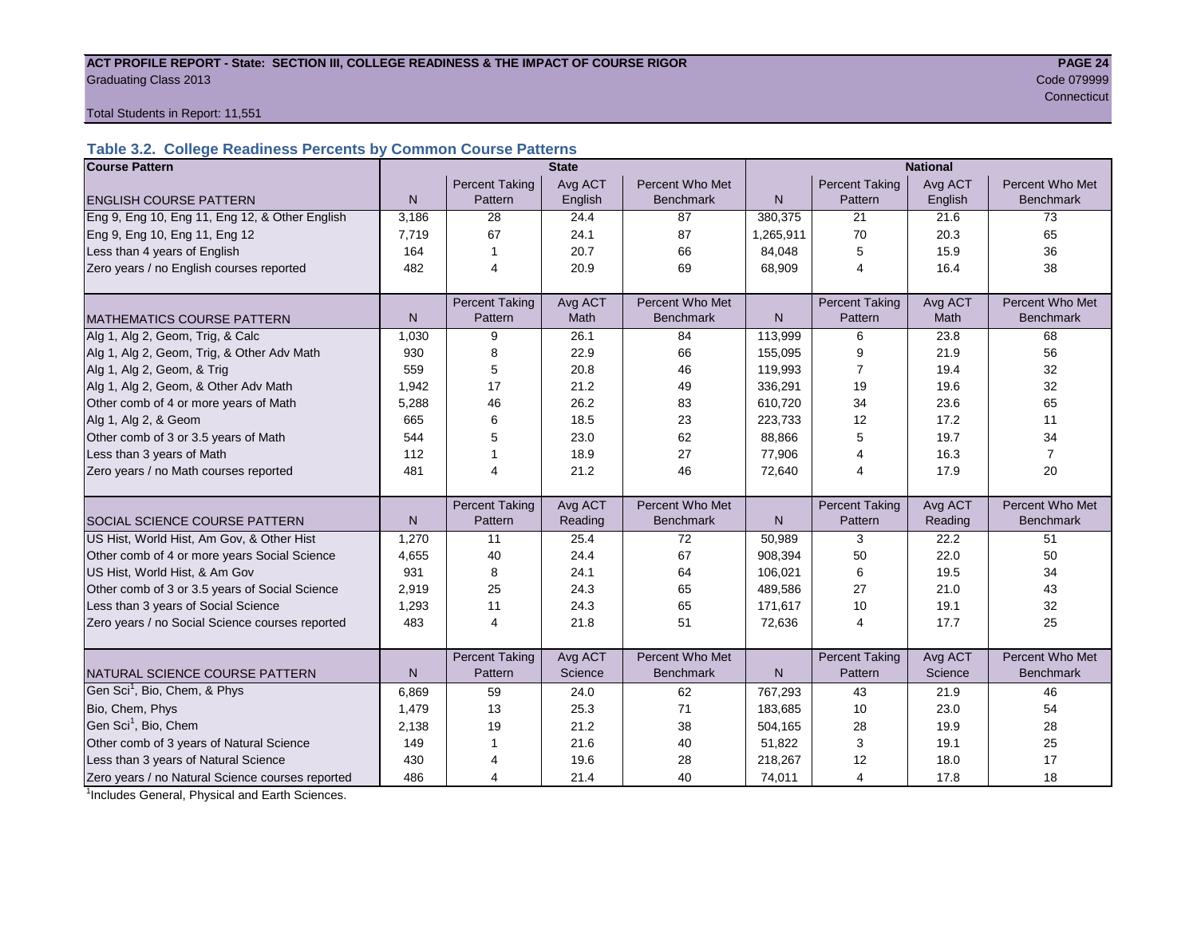# ACT PROFILE REPORT - State: SECTION III, COLLEGE READINESS & THE IMPACT OF COURSE RIGOR

Graduating Class 2013

Code 079999

Connecticut

Total Students in Report: 11,551

## Table 3.2. College Readiness Percents by Common Course Patterns

| Course Pattern | State | | | | National | | | |
|---|---|---|---|---|---|---|---|---|
| ENGLISH COURSE PATTERN | N | Percent Taking Pattern | Avg ACT English | Percent Who Met Benchmark | N | Percent Taking Pattern | Avg ACT English | Percent Who Met Benchmark |
| Eng 9, Eng 10, Eng 11, Eng 12, & Other English | 3,186 | 28 | 24.4 | 87 | 380,375 | 21 | 21.6 | 73 |
| Eng 9, Eng 10, Eng 11, Eng 12 | 7,719 | 67 | 24.1 | 87 | 1,265,911 | 70 | 20.3 | 65 |
| Less than 4 years of English | 164 | 1 | 20.7 | 66 | 84,048 | 5 | 15.9 | 36 |
| Zero years / no English courses reported | 482 | 4 | 20.9 | 69 | 68,909 | 4 | 16.4 | 38 |
| MATHEMATICS COURSE PATTERN | N | Percent Taking Pattern | Avg ACT Math | Percent Who Met Benchmark | N | Percent Taking Pattern | Avg ACT Math | Percent Who Met Benchmark |
| Alg 1, Alg 2, Geom, Trig, & Calc | 1,030 | 9 | 26.1 | 84 | 113,999 | 6 | 23.8 | 68 |
| Alg 1, Alg 2, Geom, Trig, & Other Adv Math | 930 | 8 | 22.9 | 66 | 155,095 | 9 | 21.9 | 56 |
| Alg 1, Alg 2, Geom, & Trig | 559 | 5 | 20.8 | 46 | 119,993 | 7 | 19.4 | 32 |
| Alg 1, Alg 2, Geom, & Other Adv Math | 1,942 | 17 | 21.2 | 49 | 336,291 | 19 | 19.6 | 32 |
| Other comb of 4 or more years of Math | 5,288 | 46 | 26.2 | 83 | 610,720 | 34 | 23.6 | 65 |
| Alg 1, Alg 2, & Geom | 665 | 6 | 18.5 | 23 | 223,733 | 12 | 17.2 | 11 |
| Other comb of 3 or 3.5 years of Math | 544 | 5 | 23.0 | 62 | 88,866 | 5 | 19.7 | 34 |
| Less than 3 years of Math | 112 | 1 | 18.9 | 27 | 77,906 | 4 | 16.3 | 7 |
| Zero years / no Math courses reported | 481 | 4 | 21.2 | 46 | 72,640 | 4 | 17.9 | 20 |
| SOCIAL SCIENCE COURSE PATTERN | N | Percent Taking Pattern | Avg ACT Reading | Percent Who Met Benchmark | N | Percent Taking Pattern | Avg ACT Reading | Percent Who Met Benchmark |
| US Hist, World Hist, Am Gov, & Other Hist | 1,270 | 11 | 25.4 | 72 | 50,989 | 3 | 22.2 | 51 |
| Other comb of 4 or more years Social Science | 4,655 | 40 | 24.4 | 67 | 908,394 | 50 | 22.0 | 50 |
| US Hist, World Hist, & Am Gov | 931 | 8 | 24.1 | 64 | 106,021 | 6 | 19.5 | 34 |
| Other comb of 3 or 3.5 years of Social Science | 2,919 | 25 | 24.3 | 65 | 489,586 | 27 | 21.0 | 43 |
| Less than 3 years of Social Science | 1,293 | 11 | 24.3 | 65 | 171,617 | 10 | 19.1 | 32 |
| Zero years / no Social Science courses reported | 483 | 4 | 21.8 | 51 | 72,636 | 4 | 17.7 | 25 |
| NATURAL SCIENCE COURSE PATTERN | N | Percent Taking Pattern | Avg ACT Science | Percent Who Met Benchmark | N | Percent Taking Pattern | Avg ACT Science | Percent Who Met Benchmark |
| Gen Sci[1], Bio, Chem, & Phys | 6,869 | 59 | 24.0 | 62 | 767,293 | 43 | 21.9 | 46 |
| Bio, Chem, Phys | 1,479 | 13 | 25.3 | 71 | 183,685 | 10 | 23.0 | 54 |
| Gen Sci[1], Bio, Chem | 2,138 | 19 | 21.2 | 38 | 504,165 | 28 | 19.9 | 28 |
| Other comb of 3 years of Natural Science | 149 | 1 | 21.6 | 40 | 51,822 | 3 | 19.1 | 25 |
| Less than 3 years of Natural Science | 430 | 4 | 19.6 | 28 | 218,267 | 12 | 18.0 | 17 |
| Zero years / no Natural Science courses reported | 486 | 4 | 21.4 | 40 | 74,011 | 4 | 17.8 | 18 |

[1]Includes General, Physical and Earth Sciences.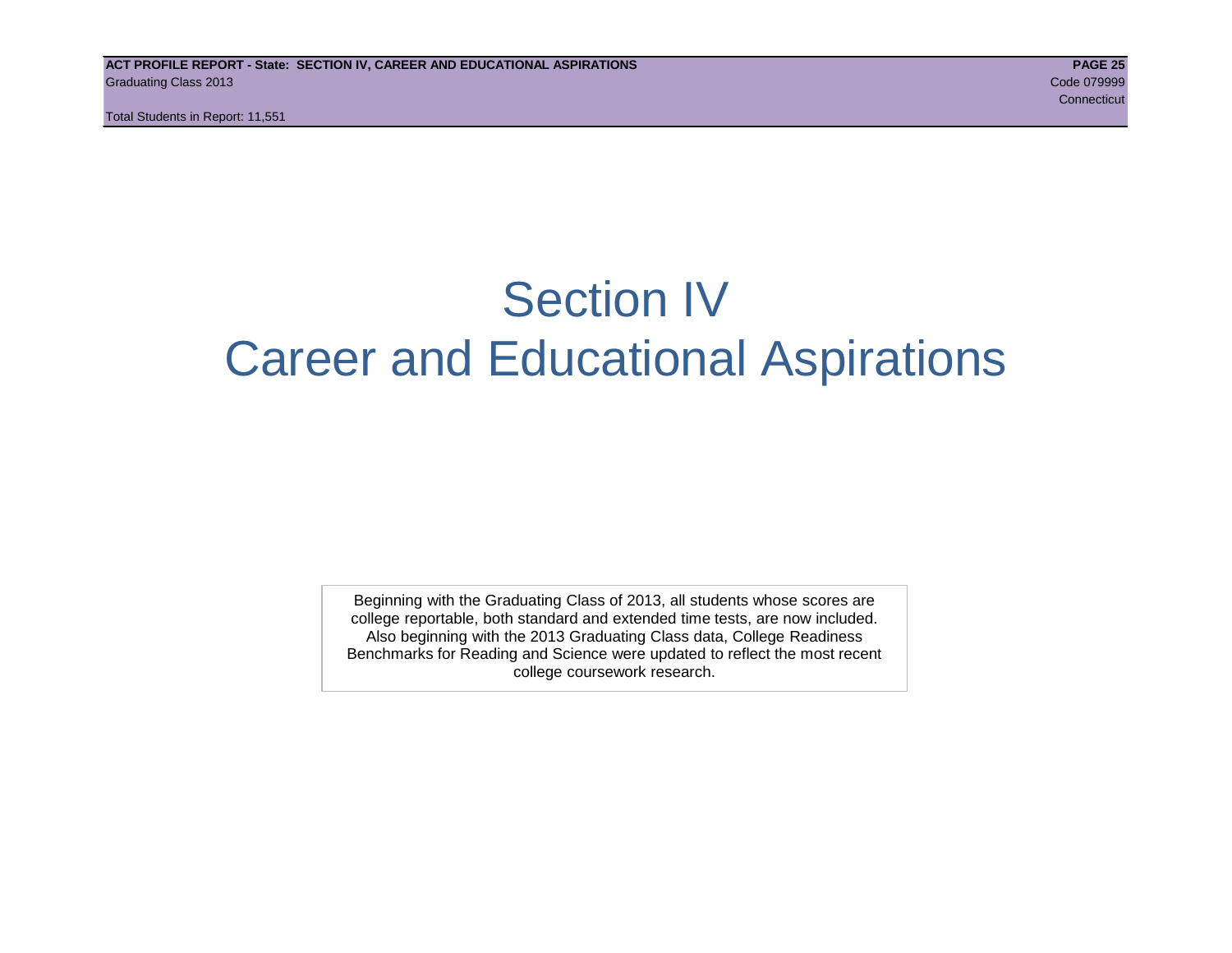# Section IV
# Career and Educational Aspirations

Beginning with the Graduating Class of 2013, all students whose scores are college reportable, both standard and extended time tests, are now included. Also beginning with the 2013 Graduating Class data, College Readiness Benchmarks for Reading and Science were updated to reflect the most recent college coursework research.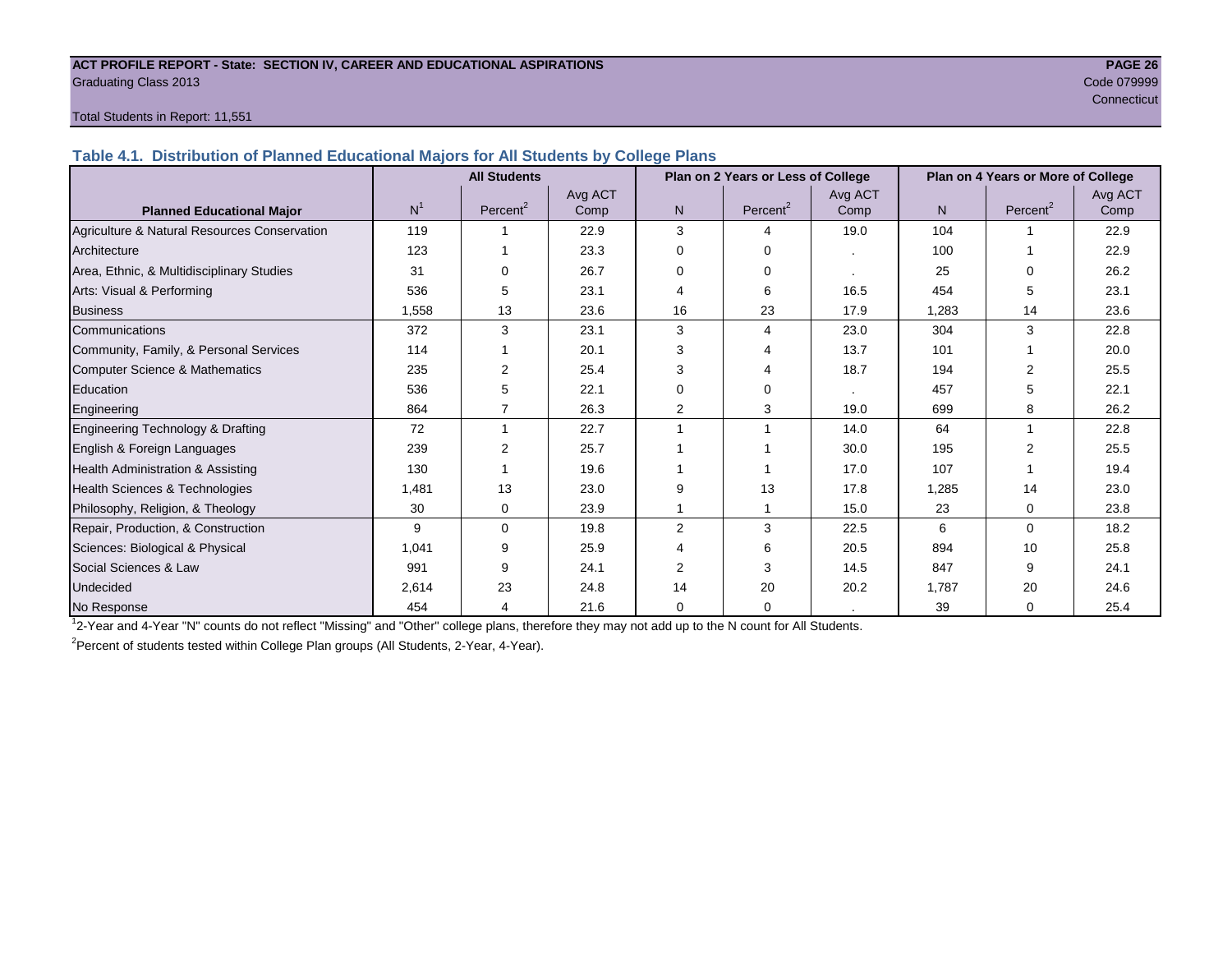**ACT PROFILE REPORT - State: SECTION IV, CAREER AND EDUCATIONAL ASPIRATIONS**

Graduating Class 2013

Code 079999

Connecticut

Total Students in Report: 11,551

### Table 4.1. Distribution of Planned Educational Majors for All Students by College Plans

| Planned Educational Major | All Students | | | Plan on 2 Years or Less of College | | | Plan on 4 Years or More of College | | |
|---|---|---|---|---|---|---|---|---|---|
| | N[1] | Percent[2] | Avg ACT Comp | N | Percent[2] | Avg ACT Comp | N | Percent[2] | Avg ACT Comp |
| Agriculture & Natural Resources Conservation | 119 | 1 | 22.9 | 3 | 4 | 19.0 | 104 | 1 | 22.9 |
| Architecture | 123 | 1 | 23.3 | 0 | 0 | . | 100 | 1 | 22.9 |
| Area, Ethnic, & Multidisciplinary Studies | 31 | 0 | 26.7 | 0 | 0 | . | 25 | 0 | 26.2 |
| Arts: Visual & Performing | 536 | 5 | 23.1 | 4 | 6 | 16.5 | 454 | 5 | 23.1 |
| Business | 1,558 | 13 | 23.6 | 16 | 23 | 17.9 | 1,283 | 14 | 23.6 |
| Communications | 372 | 3 | 23.1 | 3 | 4 | 23.0 | 304 | 3 | 22.8 |
| Community, Family, & Personal Services | 114 | 1 | 20.1 | 3 | 4 | 13.7 | 101 | 1 | 20.0 |
| Computer Science & Mathematics | 235 | 2 | 25.4 | 3 | 4 | 18.7 | 194 | 2 | 25.5 |
| Education | 536 | 5 | 22.1 | 0 | 0 | . | 457 | 5 | 22.1 |
| Engineering | 864 | 7 | 26.3 | 2 | 3 | 19.0 | 699 | 8 | 26.2 |
| Engineering Technology & Drafting | 72 | 1 | 22.7 | 1 | 1 | 14.0 | 64 | 1 | 22.8 |
| English & Foreign Languages | 239 | 2 | 25.7 | 1 | 1 | 30.0 | 195 | 2 | 25.5 |
| Health Administration & Assisting | 130 | 1 | 19.6 | 1 | 1 | 17.0 | 107 | 1 | 19.4 |
| Health Sciences & Technologies | 1,481 | 13 | 23.0 | 9 | 13 | 17.8 | 1,285 | 14 | 23.0 |
| Philosophy, Religion, & Theology | 30 | 0 | 23.9 | 1 | 1 | 15.0 | 23 | 0 | 23.8 |
| Repair, Production, & Construction | 9 | 0 | 19.8 | 2 | 3 | 22.5 | 6 | 0 | 18.2 |
| Sciences: Biological & Physical | 1,041 | 9 | 25.9 | 4 | 6 | 20.5 | 894 | 10 | 25.8 |
| Social Sciences & Law | 991 | 9 | 24.1 | 2 | 3 | 14.5 | 847 | 9 | 24.1 |
| Undecided | 2,614 | 23 | 24.8 | 14 | 20 | 20.2 | 1,787 | 20 | 24.6 |
| No Response | 454 | 4 | 21.6 | 0 | 0 | . | 39 | 0 | 25.4 |

[1] 2-Year and 4-Year "N" counts do not reflect "Missing" and "Other" college plans, therefore they may not add up to the N count for All Students.

[2] Percent of students tested within College Plan groups (All Students, 2-Year, 4-Year).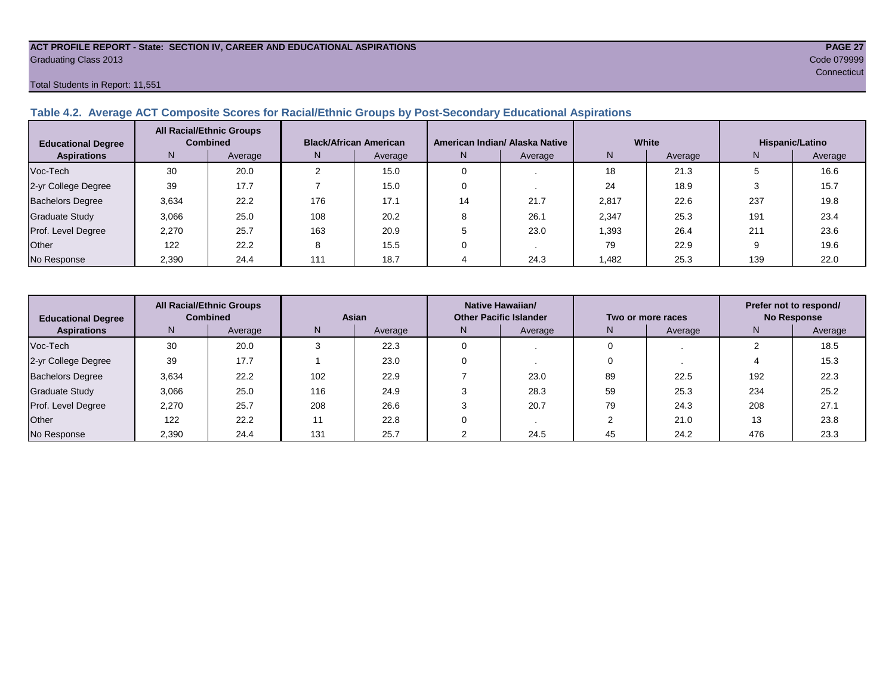ACT PROFILE REPORT - State: SECTION IV, CAREER AND EDUCATIONAL ASPIRATIONS
Graduating Class 2013
Code 079999
Connecticut

Total Students in Report: 11,551

## Table 4.2. Average ACT Composite Scores for Racial/Ethnic Groups by Post-Secondary Educational Aspirations

| Educational Degree Aspirations | All Racial/Ethnic Groups Combined | | Black/African American | | American Indian/ Alaska Native | | White | | Hispanic/Latino | |
|---|---|---|---|---|---|---|---|---|---|---|
| | N | Average | N | Average | N | Average | N | Average | N | Average |
| Voc-Tech | 30 | 20.0 | 2 | 15.0 | 0 | . | 18 | 21.3 | 5 | 16.6 |
| 2-yr College Degree | 39 | 17.7 | 7 | 15.0 | 0 | . | 24 | 18.9 | 3 | 15.7 |
| Bachelors Degree | 3,634 | 22.2 | 176 | 17.1 | 14 | 21.7 | 2,817 | 22.6 | 237 | 19.8 |
| Graduate Study | 3,066 | 25.0 | 108 | 20.2 | 8 | 26.1 | 2,347 | 25.3 | 191 | 23.4 |
| Prof. Level Degree | 2,270 | 25.7 | 163 | 20.9 | 5 | 23.0 | 1,393 | 26.4 | 211 | 23.6 |
| Other | 122 | 22.2 | 8 | 15.5 | 0 | . | 79 | 22.9 | 9 | 19.6 |
| No Response | 2,390 | 24.4 | 111 | 18.7 | 4 | 24.3 | 1,482 | 25.3 | 139 | 22.0 |

| Educational Degree Aspirations | All Racial/Ethnic Groups Combined | | Asian | | Native Hawaiian/ Other Pacific Islander | | Two or more races | | Prefer not to respond/ No Response | |
|---|---|---|---|---|---|---|---|---|---|---|
| | N | Average | N | Average | N | Average | N | Average | N | Average |
| Voc-Tech | 30 | 20.0 | 3 | 22.3 | 0 | . | 0 | . | 2 | 18.5 |
| 2-yr College Degree | 39 | 17.7 | 1 | 23.0 | 0 | . | 0 | . | 4 | 15.3 |
| Bachelors Degree | 3,634 | 22.2 | 102 | 22.9 | 7 | 23.0 | 89 | 22.5 | 192 | 22.3 |
| Graduate Study | 3,066 | 25.0 | 116 | 24.9 | 3 | 28.3 | 59 | 25.3 | 234 | 25.2 |
| Prof. Level Degree | 2,270 | 25.7 | 208 | 26.6 | 3 | 20.7 | 79 | 24.3 | 208 | 27.1 |
| Other | 122 | 22.2 | 11 | 22.8 | 0 | . | 2 | 21.0 | 13 | 23.8 |
| No Response | 2,390 | 24.4 | 131 | 25.7 | 2 | 24.5 | 45 | 24.2 | 476 | 23.3 |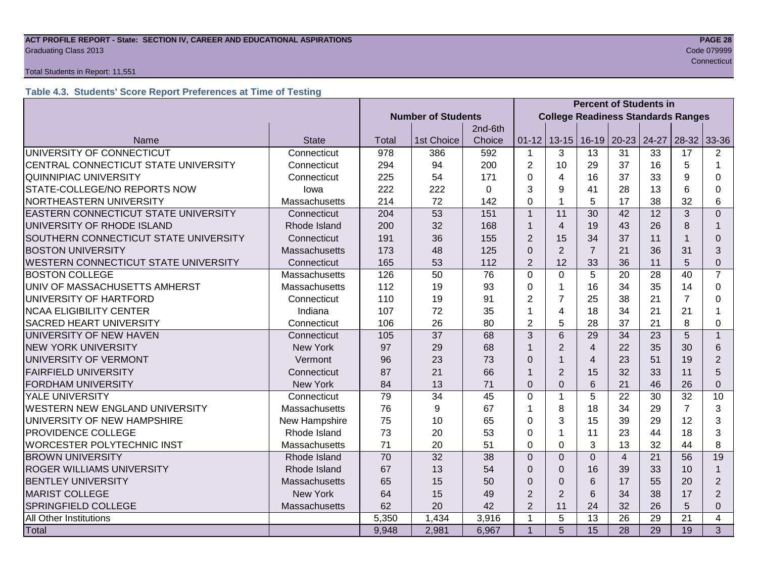**ACT PROFILE REPORT - State: SECTION IV, CAREER AND EDUCATIONAL ASPIRATIONS**
Graduating Class 2013
Code 079999
Connecticut

Total Students in Report: 11,551

### Table 4.3. Students' Score Report Preferences at Time of Testing

| | | Number of Students | | | Percent of Students in College Readiness Standards Ranges | | | | | | |
|---|---|---|---|---|---|---|---|---|---|---|---|
| Name | State | Total | 1st Choice | 2nd-6th Choice | 01-12 | 13-15 | 16-19 | 20-23 | 24-27 | 28-32 | 33-36 |
| UNIVERSITY OF CONNECTICUT | Connecticut | 978 | 386 | 592 | 1 | 3 | 13 | 31 | 33 | 17 | 2 |
| CENTRAL CONNECTICUT STATE UNIVERSITY | Connecticut | 294 | 94 | 200 | 2 | 10 | 29 | 37 | 16 | 5 | 1 |
| QUINNIPIAC UNIVERSITY | Connecticut | 225 | 54 | 171 | 0 | 4 | 16 | 37 | 33 | 9 | 0 |
| STATE-COLLEGE/NO REPORTS NOW | Iowa | 222 | 222 | 0 | 3 | 9 | 41 | 28 | 13 | 6 | 0 |
| NORTHEASTERN UNIVERSITY | Massachusetts | 214 | 72 | 142 | 0 | 1 | 5 | 17 | 38 | 32 | 6 |
| EASTERN CONNECTICUT STATE UNIVERSITY | Connecticut | 204 | 53 | 151 | 1 | 11 | 30 | 42 | 12 | 3 | 0 |
| UNIVERSITY OF RHODE ISLAND | Rhode Island | 200 | 32 | 168 | 1 | 4 | 19 | 43 | 26 | 8 | 1 |
| SOUTHERN CONNECTICUT STATE UNIVERSITY | Connecticut | 191 | 36 | 155 | 2 | 15 | 34 | 37 | 11 | 1 | 0 |
| BOSTON UNIVERSITY | Massachusetts | 173 | 48 | 125 | 0 | 2 | 7 | 21 | 36 | 31 | 3 |
| WESTERN CONNECTICUT STATE UNIVERSITY | Connecticut | 165 | 53 | 112 | 2 | 12 | 33 | 36 | 11 | 5 | 0 |
| BOSTON COLLEGE | Massachusetts | 126 | 50 | 76 | 0 | 0 | 5 | 20 | 28 | 40 | 7 |
| UNIV OF MASSACHUSETTS AMHERST | Massachusetts | 112 | 19 | 93 | 0 | 1 | 16 | 34 | 35 | 14 | 0 |
| UNIVERSITY OF HARTFORD | Connecticut | 110 | 19 | 91 | 2 | 7 | 25 | 38 | 21 | 7 | 0 |
| NCAA ELIGIBILITY CENTER | Indiana | 107 | 72 | 35 | 1 | 4 | 18 | 34 | 21 | 21 | 1 |
| SACRED HEART UNIVERSITY | Connecticut | 106 | 26 | 80 | 2 | 5 | 28 | 37 | 21 | 8 | 0 |
| UNIVERSITY OF NEW HAVEN | Connecticut | 105 | 37 | 68 | 3 | 6 | 29 | 34 | 23 | 5 | 1 |
| NEW YORK UNIVERSITY | New York | 97 | 29 | 68 | 1 | 2 | 4 | 22 | 35 | 30 | 6 |
| UNIVERSITY OF VERMONT | Vermont | 96 | 23 | 73 | 0 | 1 | 4 | 23 | 51 | 19 | 2 |
| FAIRFIELD UNIVERSITY | Connecticut | 87 | 21 | 66 | 1 | 2 | 15 | 32 | 33 | 11 | 5 |
| FORDHAM UNIVERSITY | New York | 84 | 13 | 71 | 0 | 0 | 6 | 21 | 46 | 26 | 0 |
| YALE UNIVERSITY | Connecticut | 79 | 34 | 45 | 0 | 1 | 5 | 22 | 30 | 32 | 10 |
| WESTERN NEW ENGLAND UNIVERSITY | Massachusetts | 76 | 9 | 67 | 1 | 8 | 18 | 34 | 29 | 7 | 3 |
| UNIVERSITY OF NEW HAMPSHIRE | New Hampshire | 75 | 10 | 65 | 0 | 3 | 15 | 39 | 29 | 12 | 3 |
| PROVIDENCE COLLEGE | Rhode Island | 73 | 20 | 53 | 0 | 1 | 11 | 23 | 44 | 18 | 3 |
| WORCESTER POLYTECHNIC INST | Massachusetts | 71 | 20 | 51 | 0 | 0 | 3 | 13 | 32 | 44 | 8 |
| BROWN UNIVERSITY | Rhode Island | 70 | 32 | 38 | 0 | 0 | 0 | 4 | 21 | 56 | 19 |
| ROGER WILLIAMS UNIVERSITY | Rhode Island | 67 | 13 | 54 | 0 | 0 | 16 | 39 | 33 | 10 | 1 |
| BENTLEY UNIVERSITY | Massachusetts | 65 | 15 | 50 | 0 | 0 | 6 | 17 | 55 | 20 | 2 |
| MARIST COLLEGE | New York | 64 | 15 | 49 | 2 | 2 | 6 | 34 | 38 | 17 | 2 |
| SPRINGFIELD COLLEGE | Massachusetts | 62 | 20 | 42 | 2 | 11 | 24 | 32 | 26 | 5 | 0 |
| All Other Institutions | | 5,350 | 1,434 | 3,916 | 1 | 5 | 13 | 26 | 29 | 21 | 4 |
| Total | | 9,948 | 2,981 | 6,967 | 1 | 5 | 15 | 28 | 29 | 19 | 3 |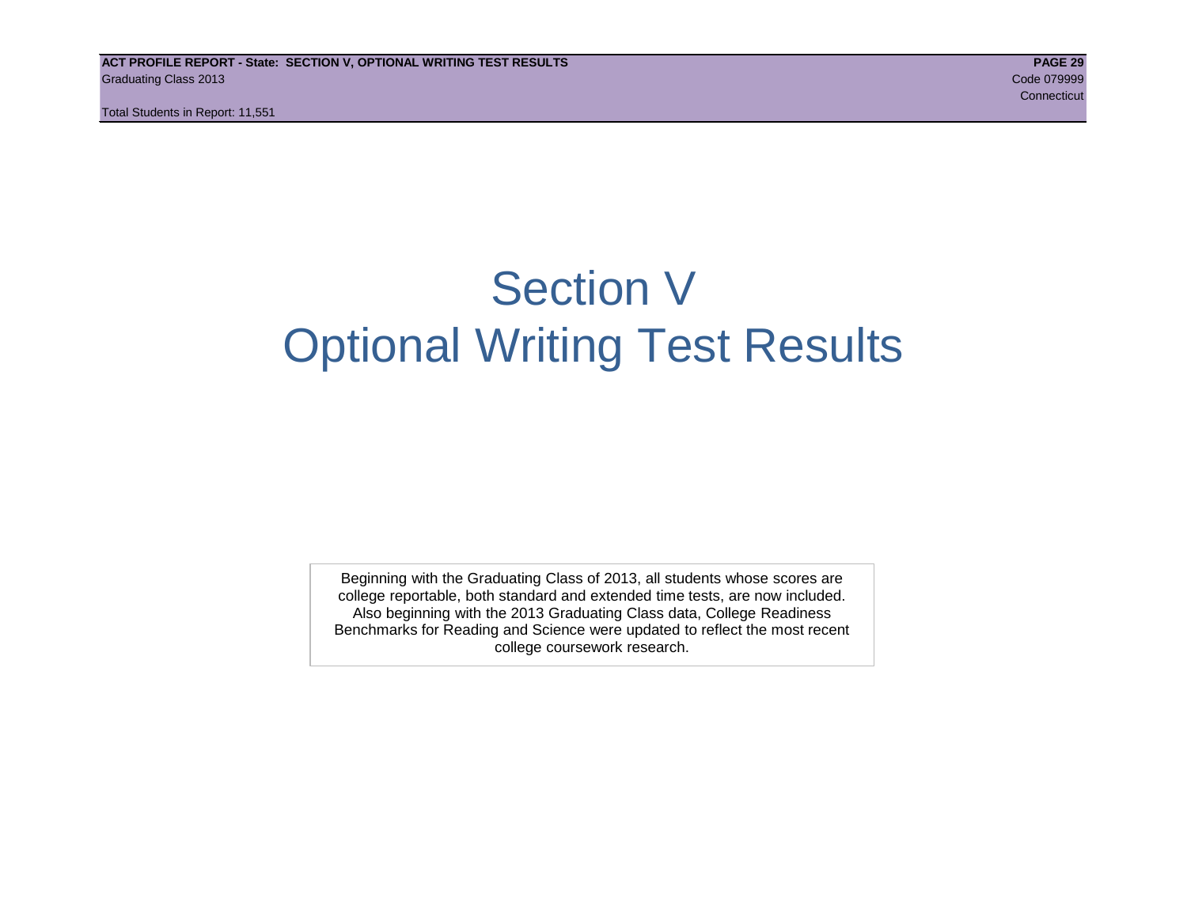# Section V
# Optional Writing Test Results

Beginning with the Graduating Class of 2013, all students whose scores are college reportable, both standard and extended time tests, are now included. Also beginning with the 2013 Graduating Class data, College Readiness Benchmarks for Reading and Science were updated to reflect the most recent college coursework research.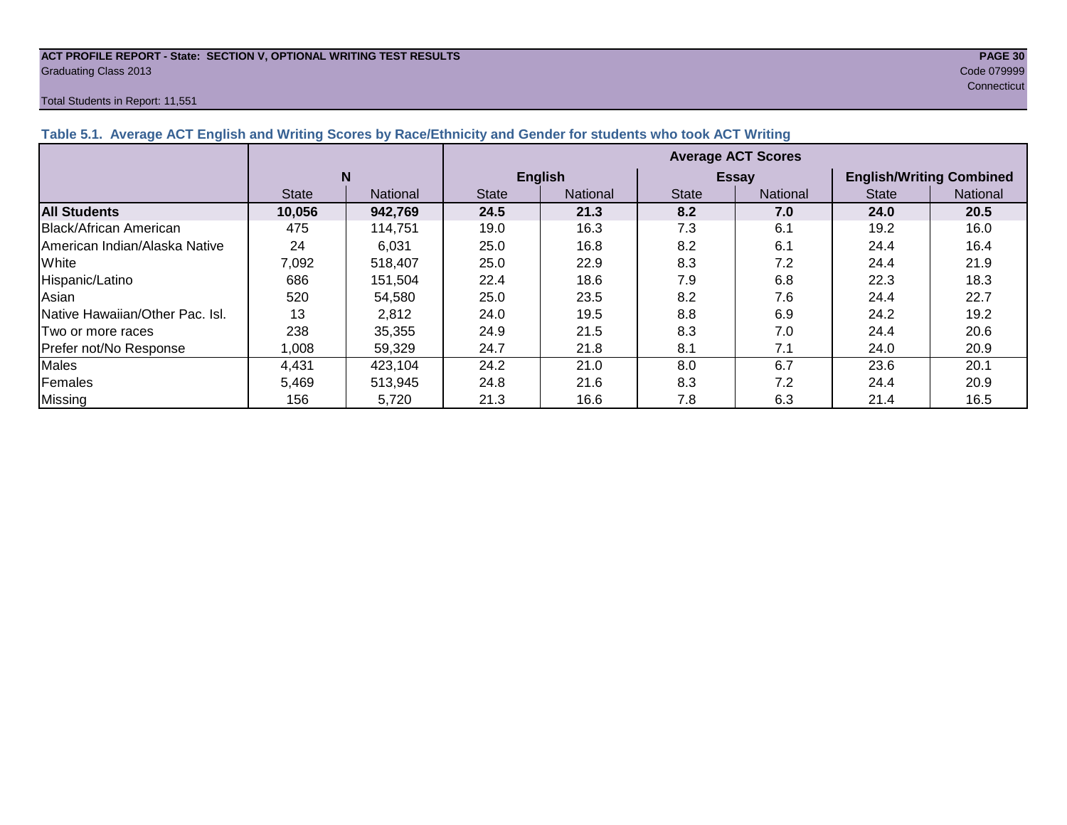**ACT PROFILE REPORT - State: SECTION V, OPTIONAL WRITING TEST RESULTS**
Graduating Class 2013
Code 079999
Connecticut

Total Students in Report: 11,551

### Table 5.1. Average ACT English and Writing Scores by Race/Ethnicity and Gender for students who took ACT Writing

| | N | | Average ACT Scores | | | | | |
|---|---|---|---|---|---|---|---|---|
| | | | English | | Essay | | English/Writing Combined | |
| | State | National | State | National | State | National | State | National |
| **All Students** | **10,056** | **942,769** | **24.5** | **21.3** | **8.2** | **7.0** | **24.0** | **20.5** |
| Black/African American | 475 | 114,751 | 19.0 | 16.3 | 7.3 | 6.1 | 19.2 | 16.0 |
| American Indian/Alaska Native | 24 | 6,031 | 25.0 | 16.8 | 8.2 | 6.1 | 24.4 | 16.4 |
| White | 7,092 | 518,407 | 25.0 | 22.9 | 8.3 | 7.2 | 24.4 | 21.9 |
| Hispanic/Latino | 686 | 151,504 | 22.4 | 18.6 | 7.9 | 6.8 | 22.3 | 18.3 |
| Asian | 520 | 54,580 | 25.0 | 23.5 | 8.2 | 7.6 | 24.4 | 22.7 |
| Native Hawaiian/Other Pac. Isl. | 13 | 2,812 | 24.0 | 19.5 | 8.8 | 6.9 | 24.2 | 19.2 |
| Two or more races | 238 | 35,355 | 24.9 | 21.5 | 8.3 | 7.0 | 24.4 | 20.6 |
| Prefer not/No Response | 1,008 | 59,329 | 24.7 | 21.8 | 8.1 | 7.1 | 24.0 | 20.9 |
| Males | 4,431 | 423,104 | 24.2 | 21.0 | 8.0 | 6.7 | 23.6 | 20.1 |
| Females | 5,469 | 513,945 | 24.8 | 21.6 | 8.3 | 7.2 | 24.4 | 20.9 |
| Missing | 156 | 5,720 | 21.3 | 16.6 | 7.8 | 6.3 | 21.4 | 16.5 |